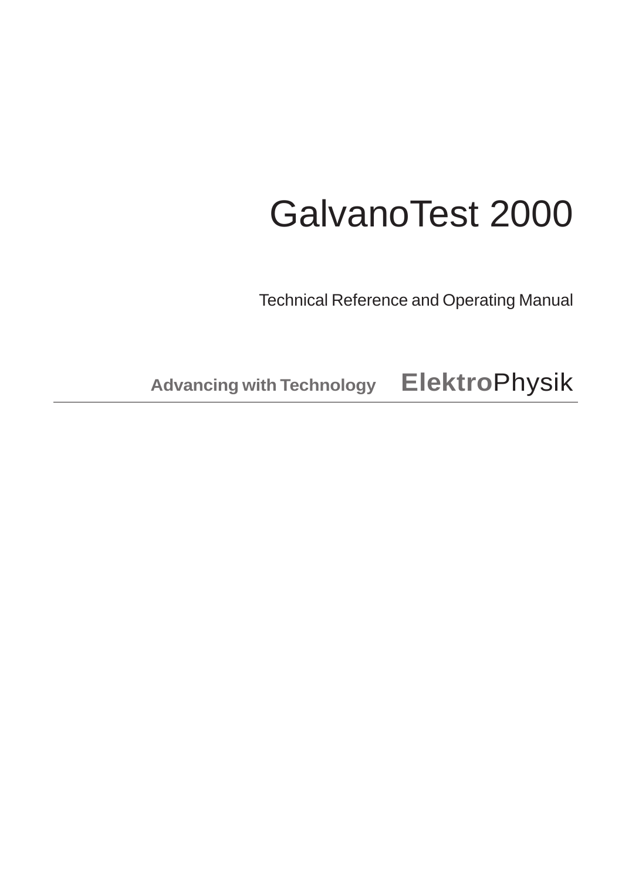# GalvanoTest 2000

Technical Reference and Operating Manual

**Advancing with Technology** **Elektro**Physik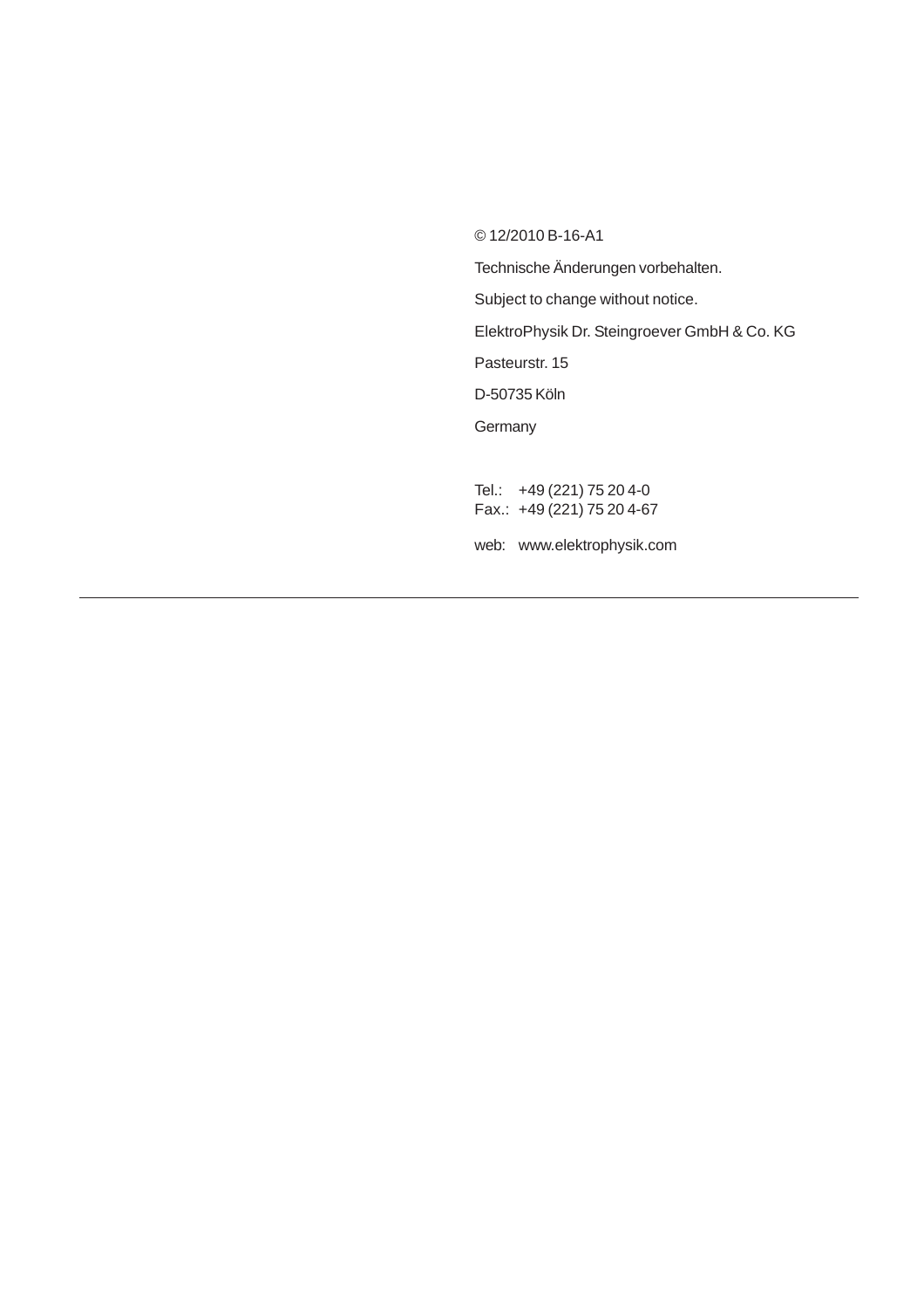© 12/2010 B-16-A1

Technische Änderungen vorbehalten.

Subject to change without notice.

ElektroPhysik Dr. Steingroever GmbH & Co. KG

Pasteurstr. 15

D-50735 Köln

Germany

Tel.: +49 (221) 75 20 4-0
Fax.: +49 (221) 75 20 4-67

web: www.elektrophysik.com

---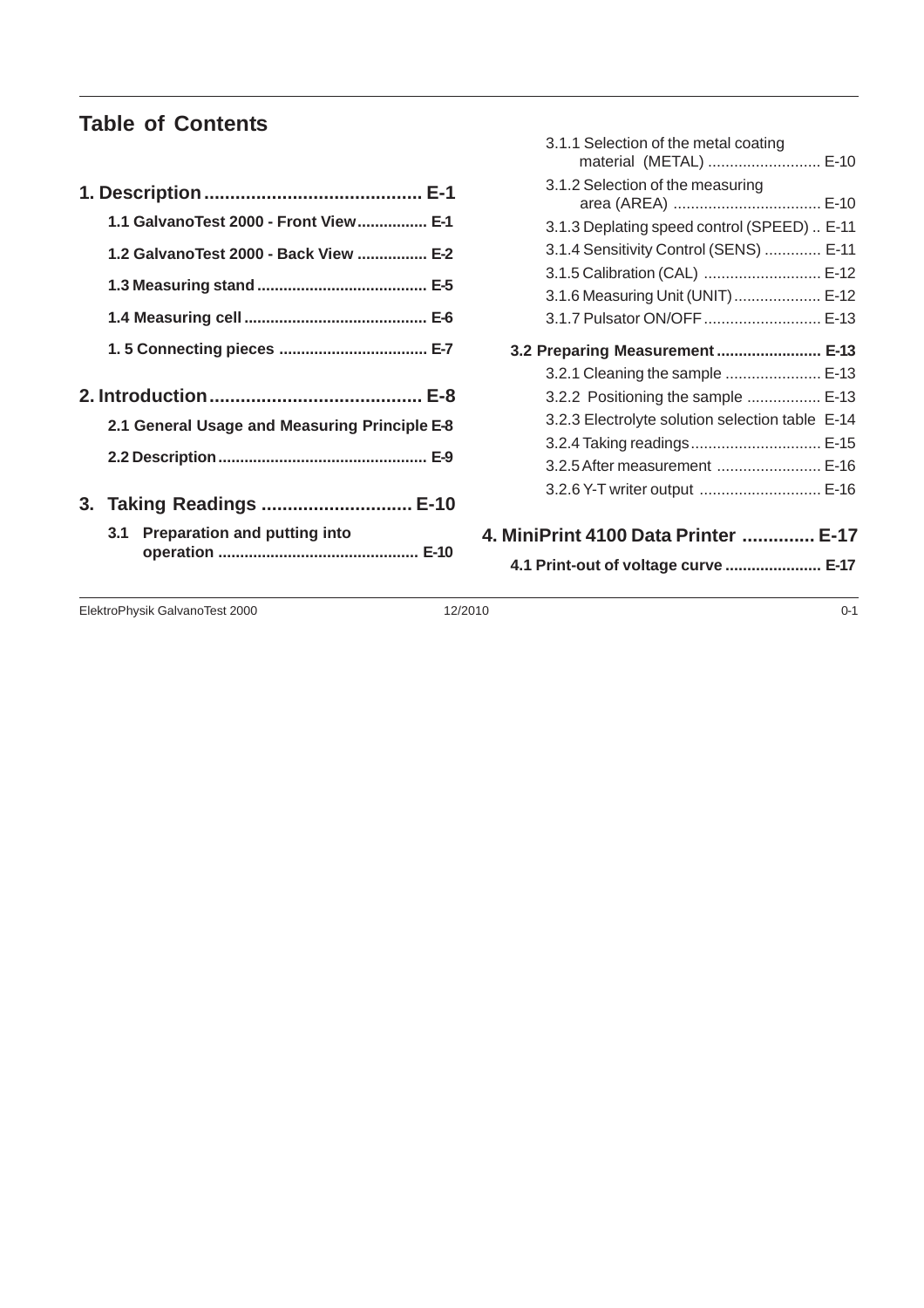# Table of Contents

**1. Description .......................................... E-1**

- **1.1 GalvanoTest 2000 - Front View................ E-1**
- **1.2 GalvanoTest 2000 - Back View ................ E-2**
- **1.3 Measuring stand ....................................... E-5**
- **1.4 Measuring cell .......................................... E-6**
- **1. 5 Connecting pieces .................................. E-7**

**2. Introduction......................................... E-8**

- **2.1 General Usage and Measuring Principle E-8**
- **2.2 Description ................................................ E-9**

**3. Taking Readings ............................. E-10**

- **3.1 Preparation and putting into operation .............................................. E-10**
  - 3.1.1 Selection of the metal coating material (METAL) .......................... E-10
  - 3.1.2 Selection of the measuring area (AREA) .................................. E-10
  - 3.1.3 Deplating speed control (SPEED) .. E-11
  - 3.1.4 Sensitivity Control (SENS) ............. E-11
  - 3.1.5 Calibration (CAL) ........................... E-12
  - 3.1.6 Measuring Unit (UNIT) .................... E-12
  - 3.1.7 Pulsator ON/OFF ........................... E-13
- **3.2 Preparing Measurement ........................ E-13**
  - 3.2.1 Cleaning the sample ...................... E-13
  - 3.2.2 Positioning the sample ................. E-13
  - 3.2.3 Electrolyte solution selection table E-14
  - 3.2.4 Taking readings .............................. E-15
  - 3.2.5 After measurement ........................ E-16
  - 3.2.6 Y-T writer output ............................ E-16

**4. MiniPrint 4100 Data Printer .............. E-17**

- **4.1 Print-out of voltage curve ...................... E-17**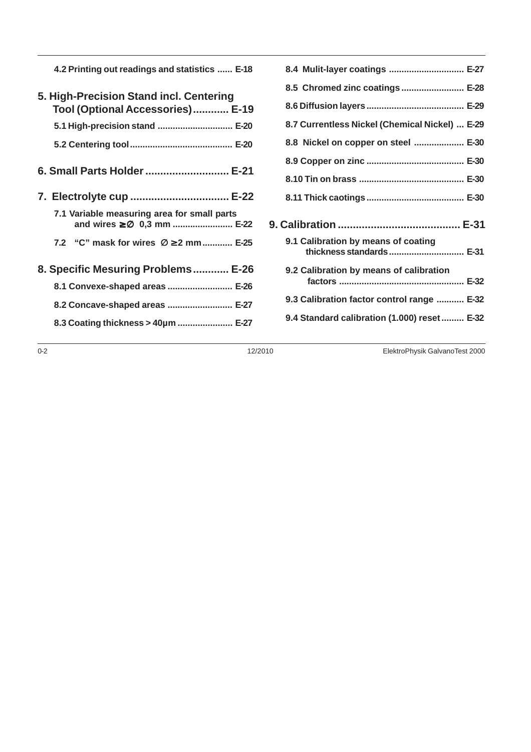4.2 Printing out readings and statistics ...... E-18

**5. High-Precision Stand incl. Centering Tool (Optional Accessories)............ E-19**

5.1 High-precision stand .............................. E-20

5.2 Centering tool......................................... E-20

**6. Small Parts Holder ............................ E-21**

**7. Electrolyte cup ................................. E-22**

7.1 Variable measuring area for small parts and wires ≥∅ 0,3 mm ........................ E-22

7.2 "C" mask for wires ∅ ≥2 mm............ E-25

**8. Specific Mesuring Problems............ E-26**

8.1 Convexe-shaped areas .......................... E-26

8.2 Concave-shaped areas .......................... E-27

8.3 Coating thickness > 40µm ...................... E-27

8.4 Mulit-layer coatings .............................. E-27

8.5 Chromed zinc coatings......................... E-28

8.6 Diffusion layers....................................... E-29

8.7 Currentless Nickel (Chemical Nickel) ... E-29

8.8 Nickel on copper on steel .................... E-30

8.9 Copper on zinc ....................................... E-30

8.10 Tin on brass .......................................... E-30

8.11 Thick caotings....................................... E-30

**9. Calibration ......................................... E-31**

9.1 Calibration by means of coating thickness standards.............................. E-31

9.2 Calibration by means of calibration factors .................................................. E-32

9.3 Calibration factor control range ........... E-32

9.4 Standard calibration (1.000) reset......... E-32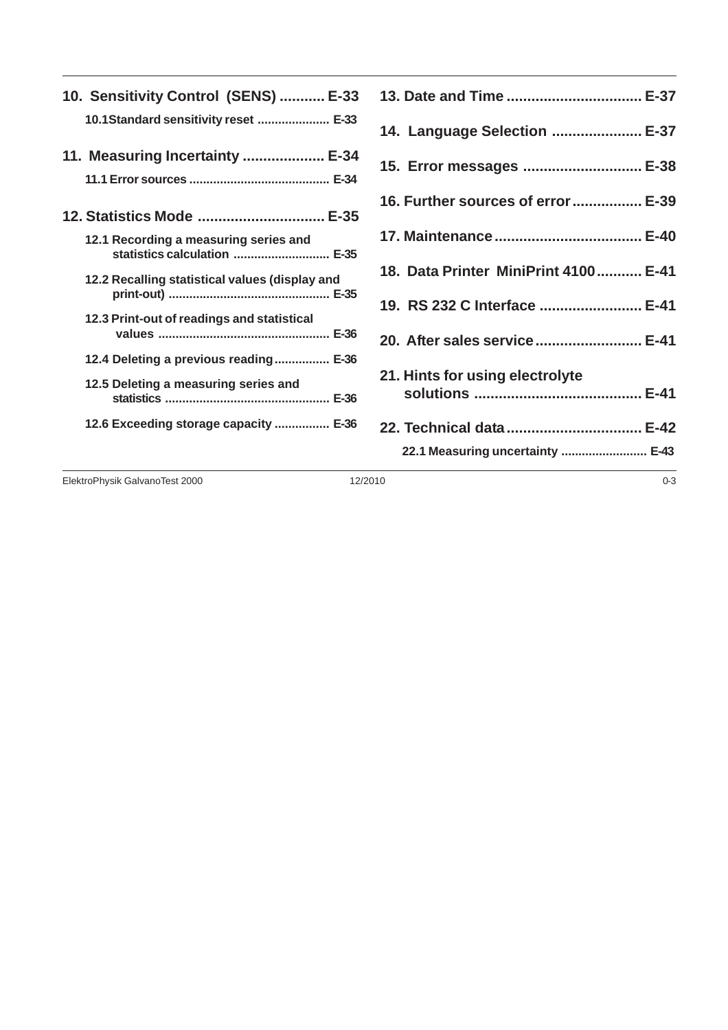10. Sensitivity Control (SENS) ........... E-33

10.1Standard sensitivity reset ..................... E-33

11. Measuring Incertainty .................... E-34

11.1 Error sources ......................................... E-34

12. Statistics Mode ............................... E-35

12.1 Recording a measuring series and statistics calculation ............................ E-35

12.2 Recalling statistical values (display and print-out) .............................................. E-35

12.3 Print-out of readings and statistical values ................................................. E-36

12.4 Deleting a previous reading................ E-36

12.5 Deleting a measuring series and statistics ................................................ E-36

12.6 Exceeding storage capacity ................ E-36

13. Date and Time ................................. E-37

14. Language Selection ...................... E-37

15. Error messages ............................. E-38

16. Further sources of error................. E-39

17. Maintenance.................................... E-40

18. Data Printer MiniPrint 4100........... E-41

19. RS 232 C Interface ......................... E-41

20. After sales service.......................... E-41

21. Hints for using electrolyte solutions ......................................... E-41

22. Technical data................................. E-42

22.1 Measuring uncertainty ......................... E-43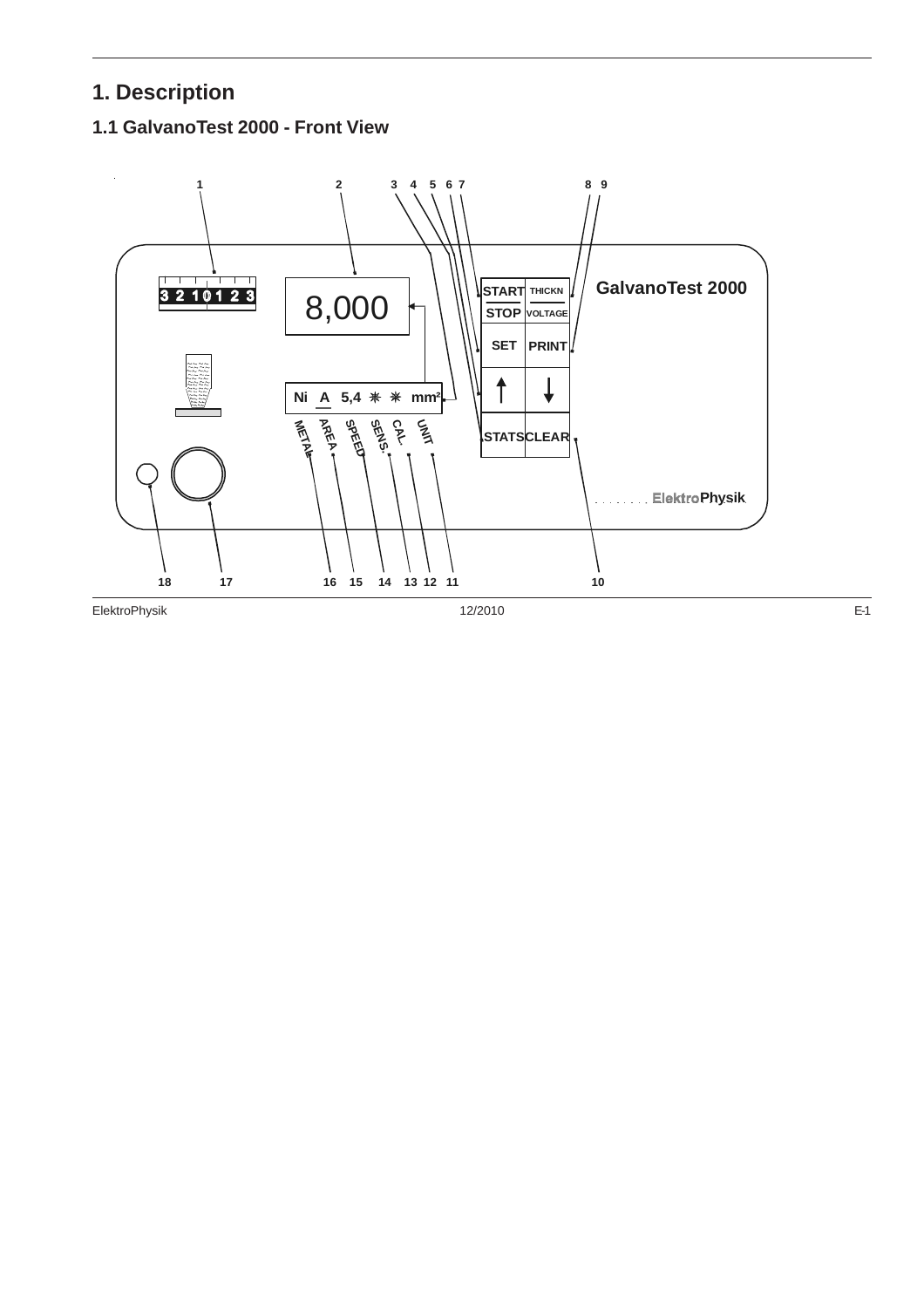# 1. Description

## 1.1 GalvanoTest 2000 - Front View

1 2 3 4 5 6 7 8 9

3 2 1 0 1 2 3

8,000

START / STOP | THICKN / VOLTAGE

GalvanoTest 2000

SET | PRINT

↑ | ↓

Ni A 5,4 ✳ ✳ mm²

STATS | CLEAR

METAL AREA SPEED SENS. CAL. UNIT

ElektroPhysik

18 17 16 15 14 13 12 11 10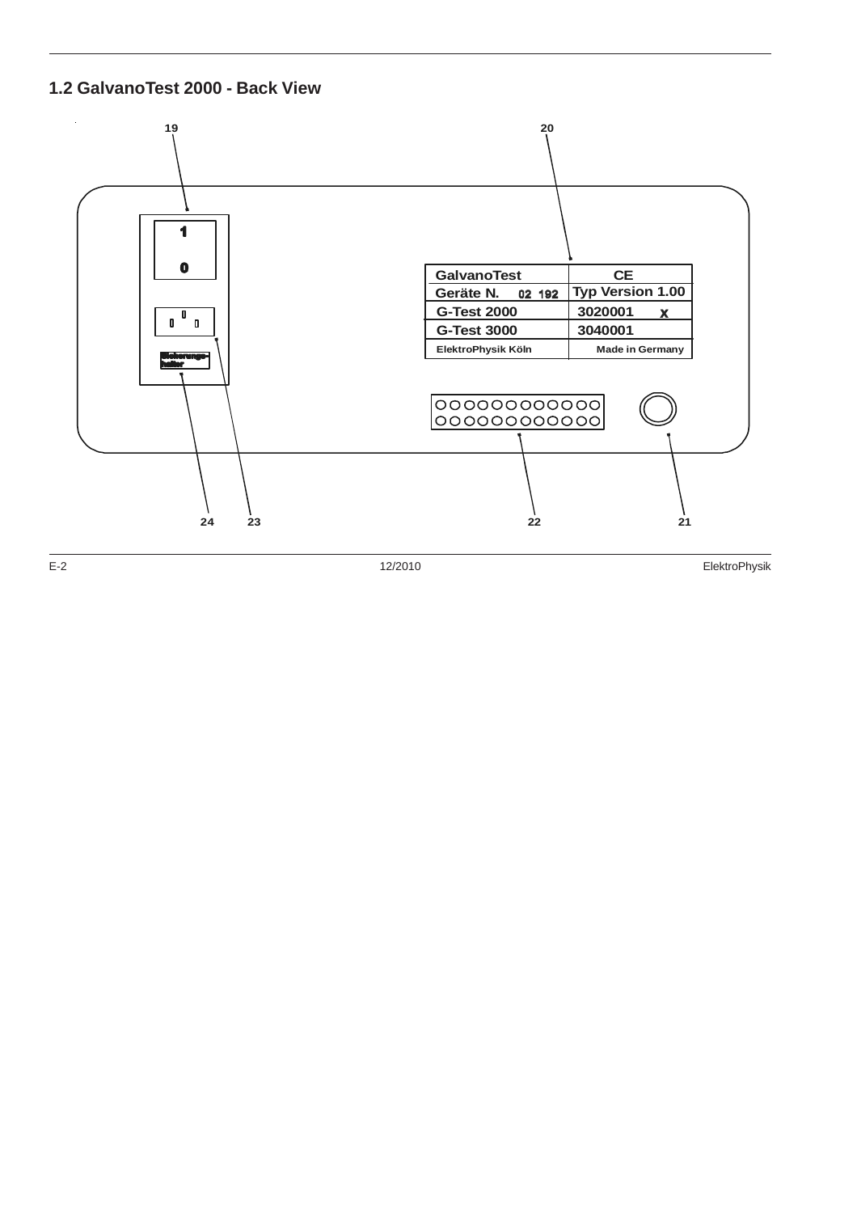## 1.2 GalvanoTest 2000 - Back View

19 20

1

0

Sicherungs-halter

| GalvanoTest | CE |
|---|---|
| Geräte N. 02 192 | Typ Version 1.00 |
| G-Test 2000 | 3020001 x |
| G-Test 3000 | 3040001 |
| ElektroPhysik Köln | Made in Germany |

24 23 22 21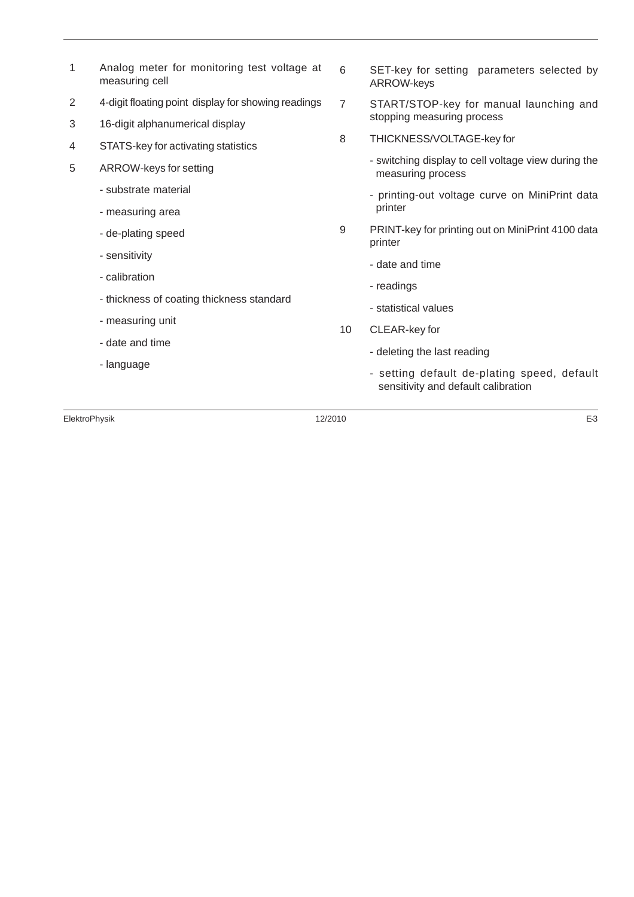1 Analog meter for monitoring test voltage at measuring cell

2 4-digit floating point display for showing readings

3 16-digit alphanumerical display

4 STATS-key for activating statistics

5 ARROW-keys for setting

- substrate material
- measuring area
- de-plating speed
- sensitivity
- calibration
- thickness of coating thickness standard
- measuring unit
- date and time
- language

6 SET-key for setting parameters selected by ARROW-keys

7 START/STOP-key for manual launching and stopping measuring process

8 THICKNESS/VOLTAGE-key for

- switching display to cell voltage view during the measuring process
- printing-out voltage curve on MiniPrint data printer

9 PRINT-key for printing out on MiniPrint 4100 data printer

- date and time
- readings
- statistical values

10 CLEAR-key for

- deleting the last reading
- setting default de-plating speed, default sensitivity and default calibration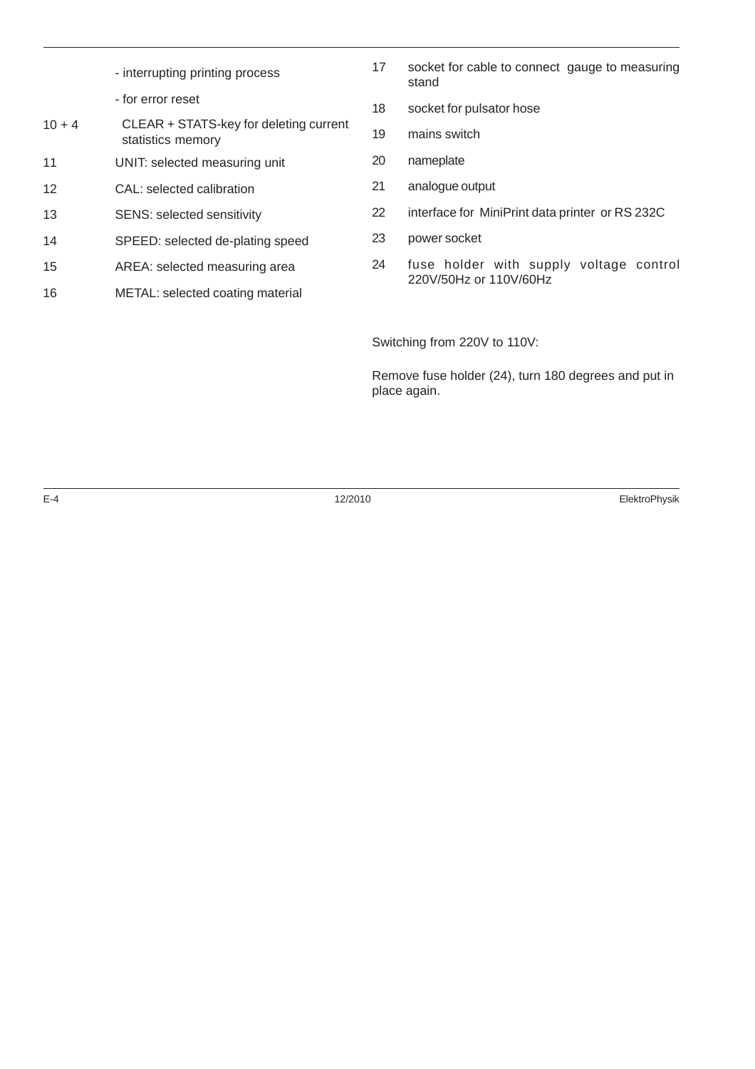- interrupting printing process
- for error reset

10 + 4 CLEAR + STATS-key for deleting current statistics memory

11 UNIT: selected measuring unit

12 CAL: selected calibration

13 SENS: selected sensitivity

14 SPEED: selected de-plating speed

15 AREA: selected measuring area

16 METAL: selected coating material

17 socket for cable to connect gauge to measuring stand

18 socket for pulsator hose

19 mains switch

20 nameplate

21 analogue output

22 interface for MiniPrint data printer or RS 232C

23 power socket

24 fuse holder with supply voltage control 220V/50Hz or 110V/60Hz

Switching from 220V to 110V:

Remove fuse holder (24), turn 180 degrees and put in place again.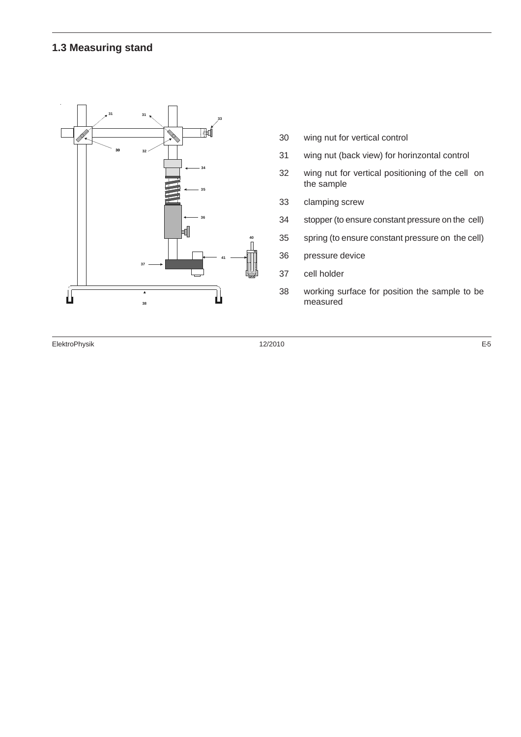## 1.3 Measuring stand

30 wing nut for vertical control

31 wing nut (back view) for horinzontal control

32 wing nut for vertical positioning of the cell on the sample

33 clamping screw

34 stopper (to ensure constant pressure on the cell)

35 spring (to ensure constant pressure on the cell)

36 pressure device

37 cell holder

38 working surface for position the sample to be measured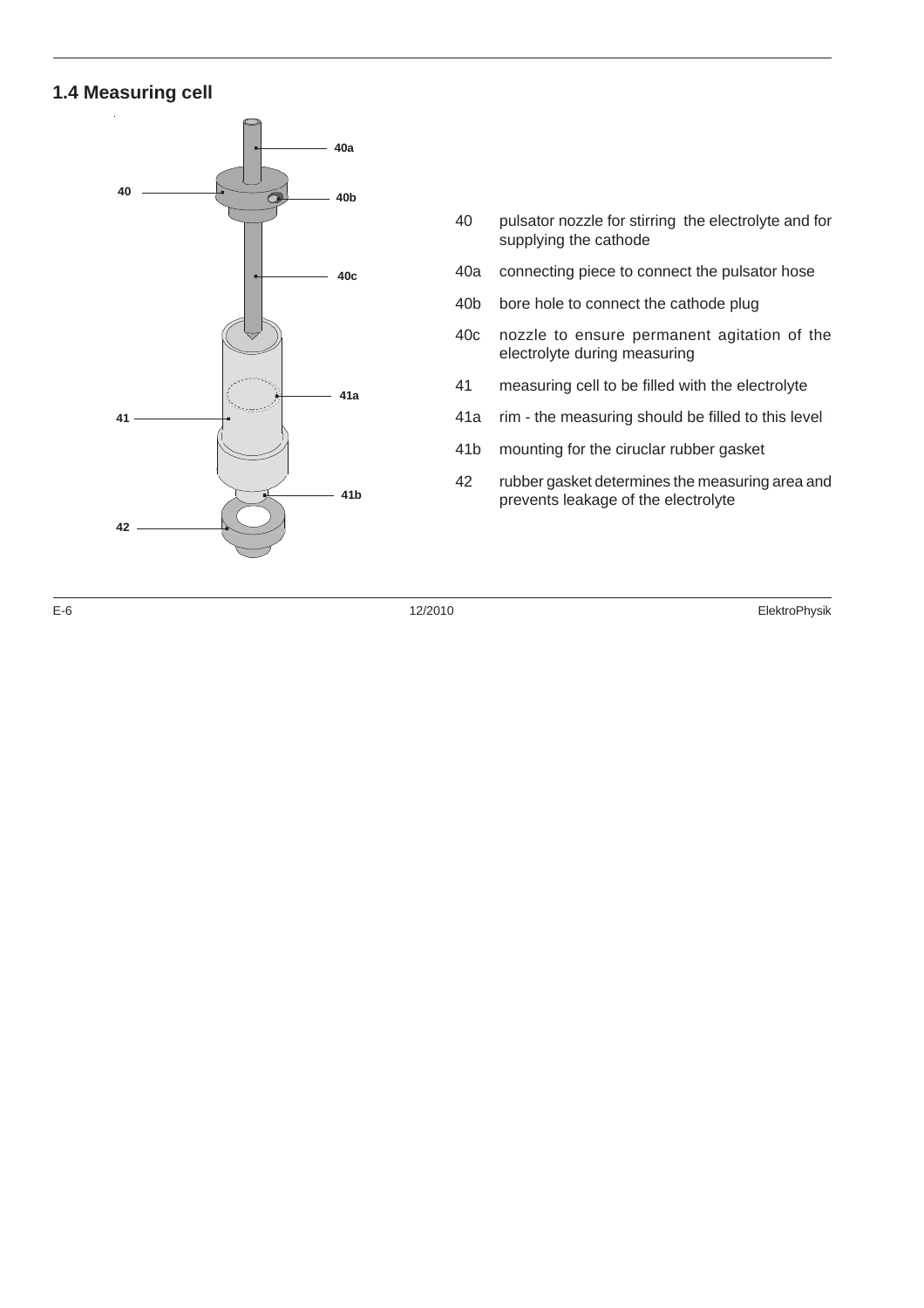## 1.4 Measuring cell

40 pulsator nozzle for stirring the electrolyte and for supplying the cathode

40a connecting piece to connect the pulsator hose

40b bore hole to connect the cathode plug

40c nozzle to ensure permanent agitation of the electrolyte during measuring

41 measuring cell to be filled with the electrolyte

41a rim - the measuring should be filled to this level

41b mounting for the ciruclar rubber gasket

42 rubber gasket determines the measuring area and prevents leakage of the electrolyte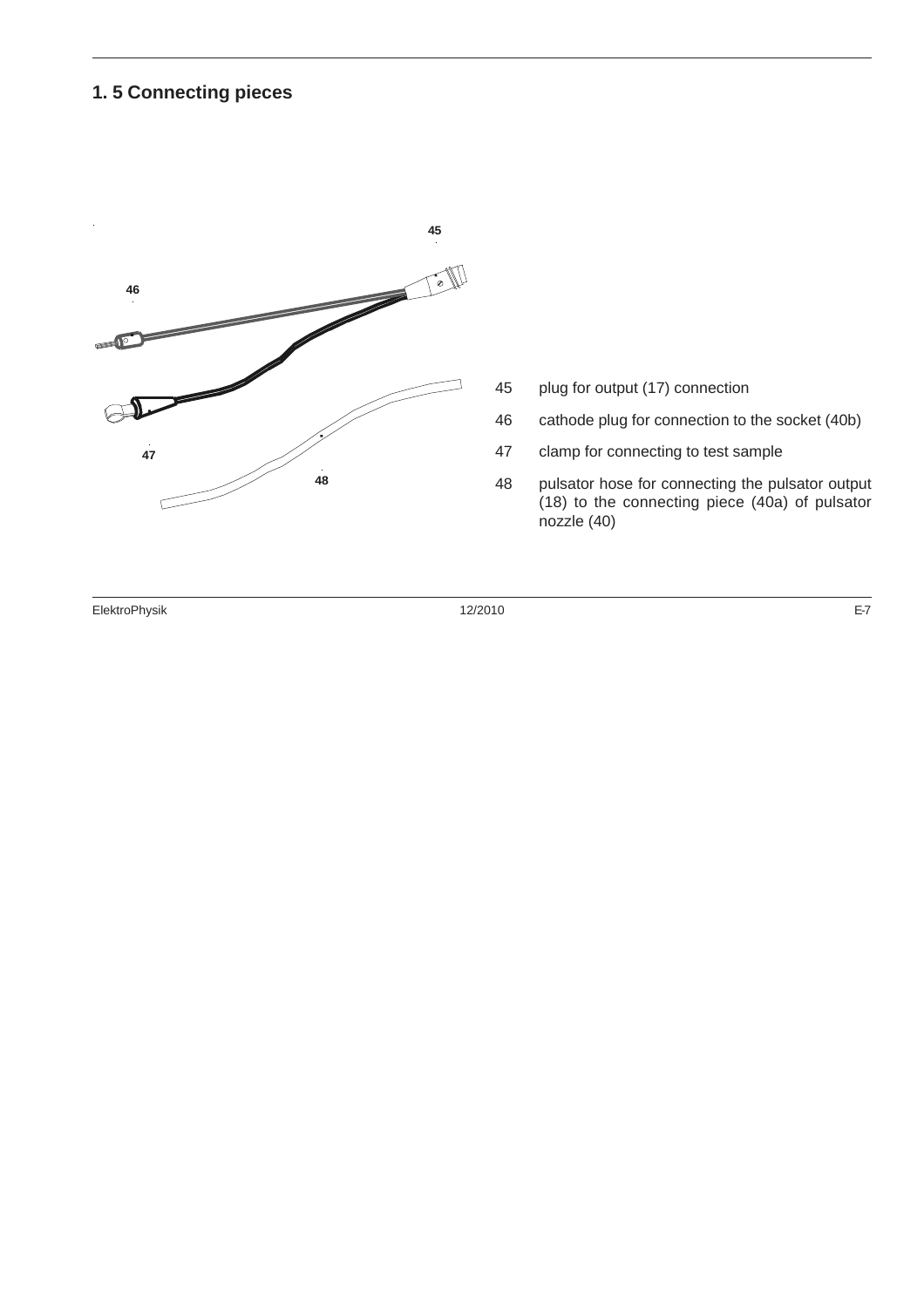## 1. 5 Connecting pieces

45 plug for output (17) connection

46 cathode plug for connection to the socket (40b)

47 clamp for connecting to test sample

48 pulsator hose for connecting the pulsator output (18) to the connecting piece (40a) of pulsator nozzle (40)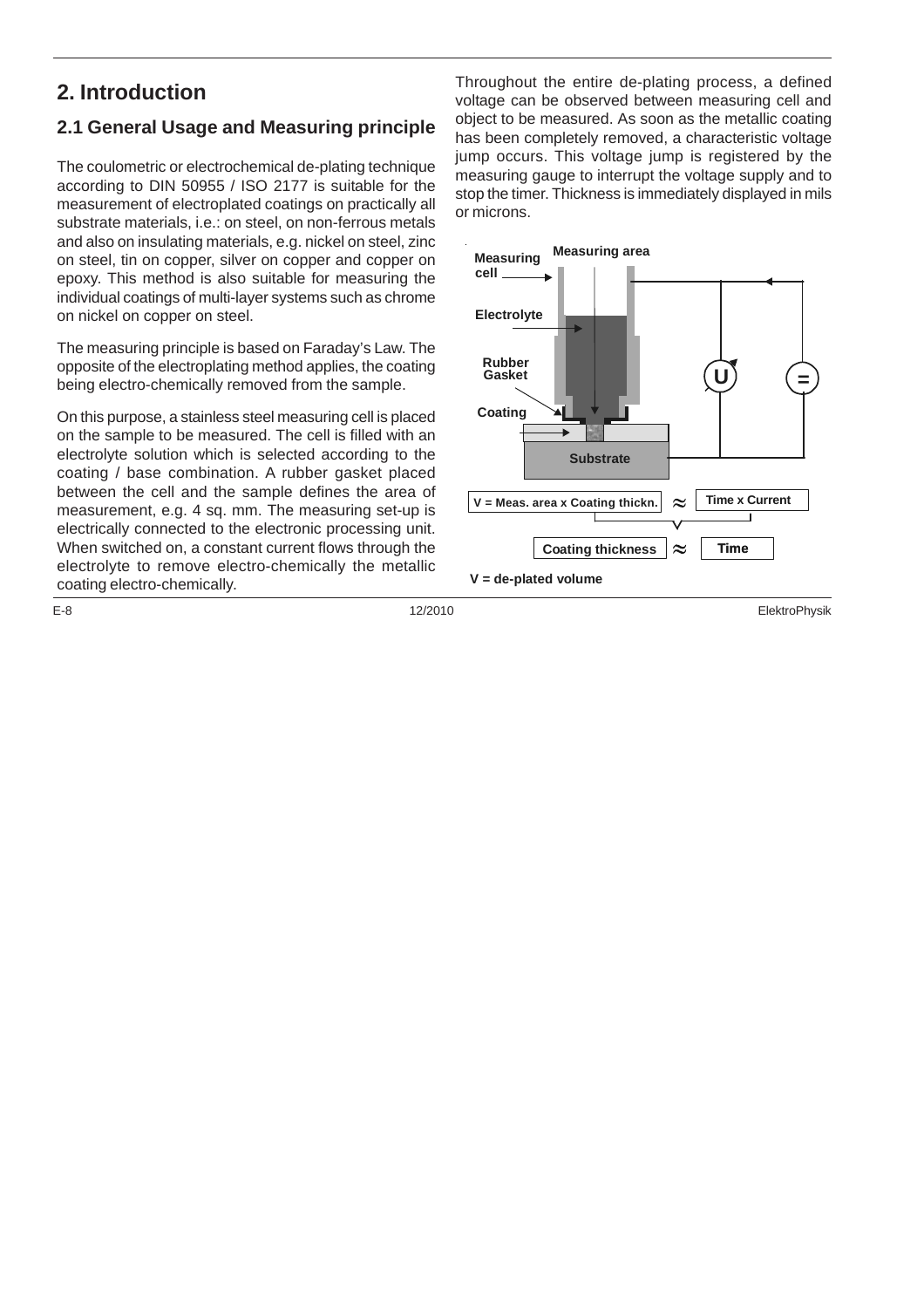# 2. Introduction

## 2.1 General Usage and Measuring principle

The coulometric or electrochemical de-plating technique according to DIN 50955 / ISO 2177 is suitable for the measurement of electroplated coatings on practically all substrate materials, i.e.: on steel, on non-ferrous metals and also on insulating materials, e.g. nickel on steel, zinc on steel, tin on copper, silver on copper and copper on epoxy. This method is also suitable for measuring the individual coatings of multi-layer systems such as chrome on nickel on copper on steel.

The measuring principle is based on Faraday's Law. The opposite of the electroplating method applies, the coating being electro-chemically removed from the sample.

On this purpose, a stainless steel measuring cell is placed on the sample to be measured. The cell is filled with an electrolyte solution which is selected according to the coating / base combination. A rubber gasket placed between the cell and the sample defines the area of measurement, e.g. 4 sq. mm. The measuring set-up is electrically connected to the electronic processing unit. When switched on, a constant current flows through the electrolyte to remove electro-chemically the metallic coating electro-chemically.

Throughout the entire de-plating process, a defined voltage can be observed between measuring cell and object to be measured. As soon as the metallic coating has been completely removed, a characteristic voltage jump occurs. This voltage jump is registered by the measuring gauge to interrupt the voltage supply and to stop the timer. Thickness is immediately displayed in mils or microns.

Measuring cell, Measuring area, Electrolyte, Rubber Gasket, Coating, Substrate, U, =

V = Meas. area x Coating thickn. ≈ Time x Current

Coating thickness ≈ Time

V = de-plated volume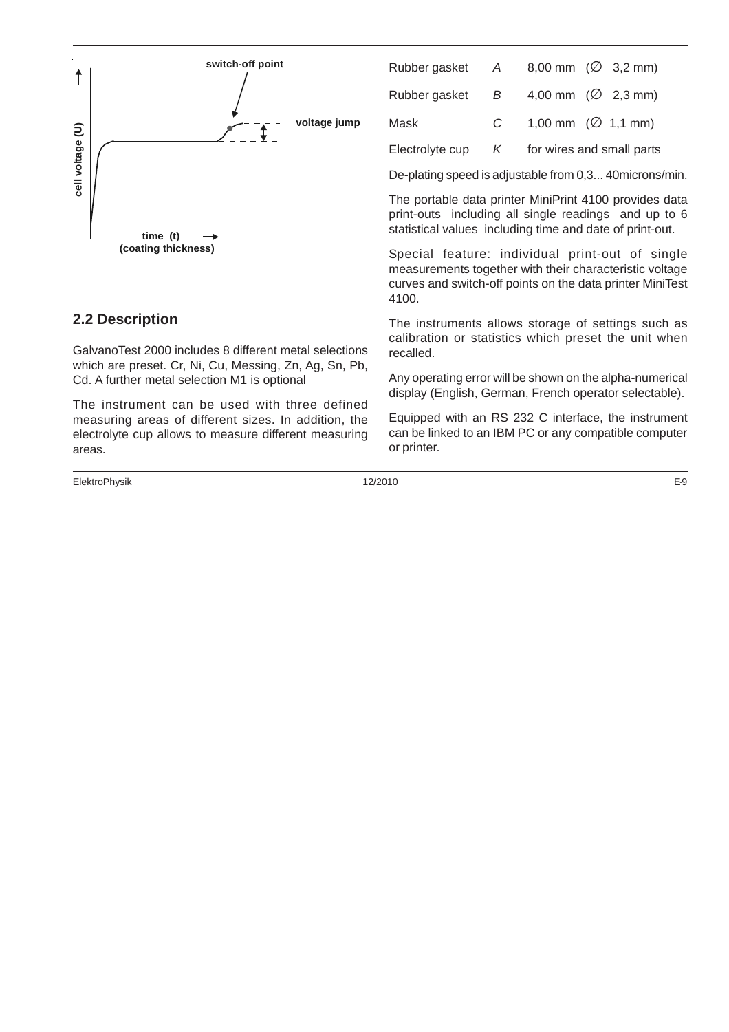switch-off point

voltage jump

cell voltage (U)

time (t)
(coating thickness)

## 2.2 Description

GalvanoTest 2000 includes 8 different metal selections which are preset. Cr, Ni, Cu, Messing, Zn, Ag, Sn, Pb, Cd. A further metal selection M1 is optional

The instrument can be used with three defined measuring areas of different sizes. In addition, the electrolyte cup allows to measure different measuring areas.

| | | |
|---|---|---|
| Rubber gasket | *A* | 8,00 mm (∅ 3,2 mm) |
| Rubber gasket | *B* | 4,00 mm (∅ 2,3 mm) |
| Mask | *C* | 1,00 mm (∅ 1,1 mm) |
| Electrolyte cup | *K* | for wires and small parts |

De-plating speed is adjustable from 0,3... 40microns/min.

The portable data printer MiniPrint 4100 provides data print-outs including all single readings and up to 6 statistical values including time and date of print-out.

Special feature: individual print-out of single measurements together with their characteristic voltage curves and switch-off points on the data printer MiniTest 4100.

The instruments allows storage of settings such as calibration or statistics which preset the unit when recalled.

Any operating error will be shown on the alpha-numerical display (English, German, French operator selectable).

Equipped with an RS 232 C interface, the instrument can be linked to an IBM PC or any compatible computer or printer.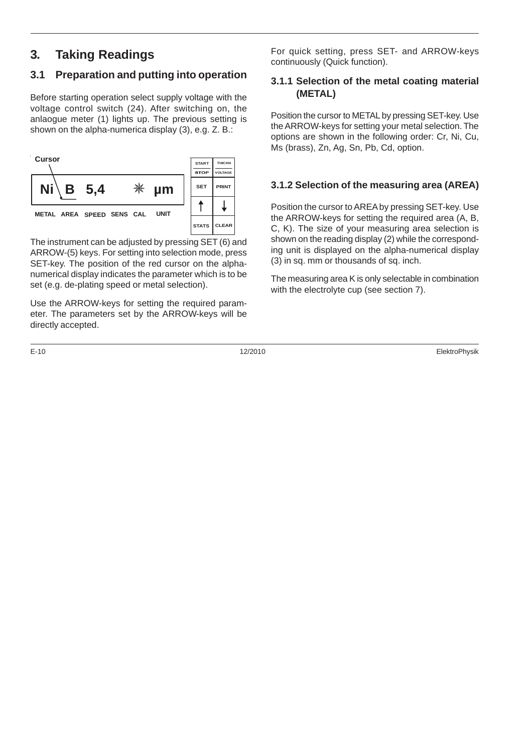# 3. Taking Readings

## 3.1 Preparation and putting into operation

Before starting operation select supply voltage with the voltage control switch (24). After switching on, the anlaogue meter (1) lights up. The previous setting is shown on the alpha-numerica display (3), e.g. Z. B.:

Cursor

| Ni | B | 5,4 | | ✳ | µm |
|---|---|---|---|---|---|
| METAL | AREA | SPEED | SENS | CAL | UNIT |

| START / STOP | THICKN / VOLTAGE |
|---|---|
| SET | PRINT |
| ↑ | ↓ |
| STATS | CLEAR |

The instrument can be adjusted by pressing SET (6) and ARROW-(5) keys. For setting into selection mode, press SET-key. The position of the red cursor on the alpha-numerical display indicates the parameter which is to be set (e.g. de-plating speed or metal selection).

Use the ARROW-keys for setting the required parameter. The parameters set by the ARROW-keys will be directly accepted.

For quick setting, press SET- and ARROW-keys continuously (Quick function).

### 3.1.1 Selection of the metal coating material (METAL)

Position the cursor to METAL by pressing SET-key. Use the ARROW-keys for setting your metal selection. The options are shown in the following order: Cr, Ni, Cu, Ms (brass), Zn, Ag, Sn, Pb, Cd, option.

### 3.1.2 Selection of the measuring area (AREA)

Position the cursor to AREA by pressing SET-key. Use the ARROW-keys for setting the required area (A, B, C, K). The size of your measuring area selection is shown on the reading display (2) while the corresponding unit is displayed on the alpha-numerical display (3) in sq. mm or thousands of sq. inch.

The measuring area K is only selectable in combination with the electrolyte cup (see section 7).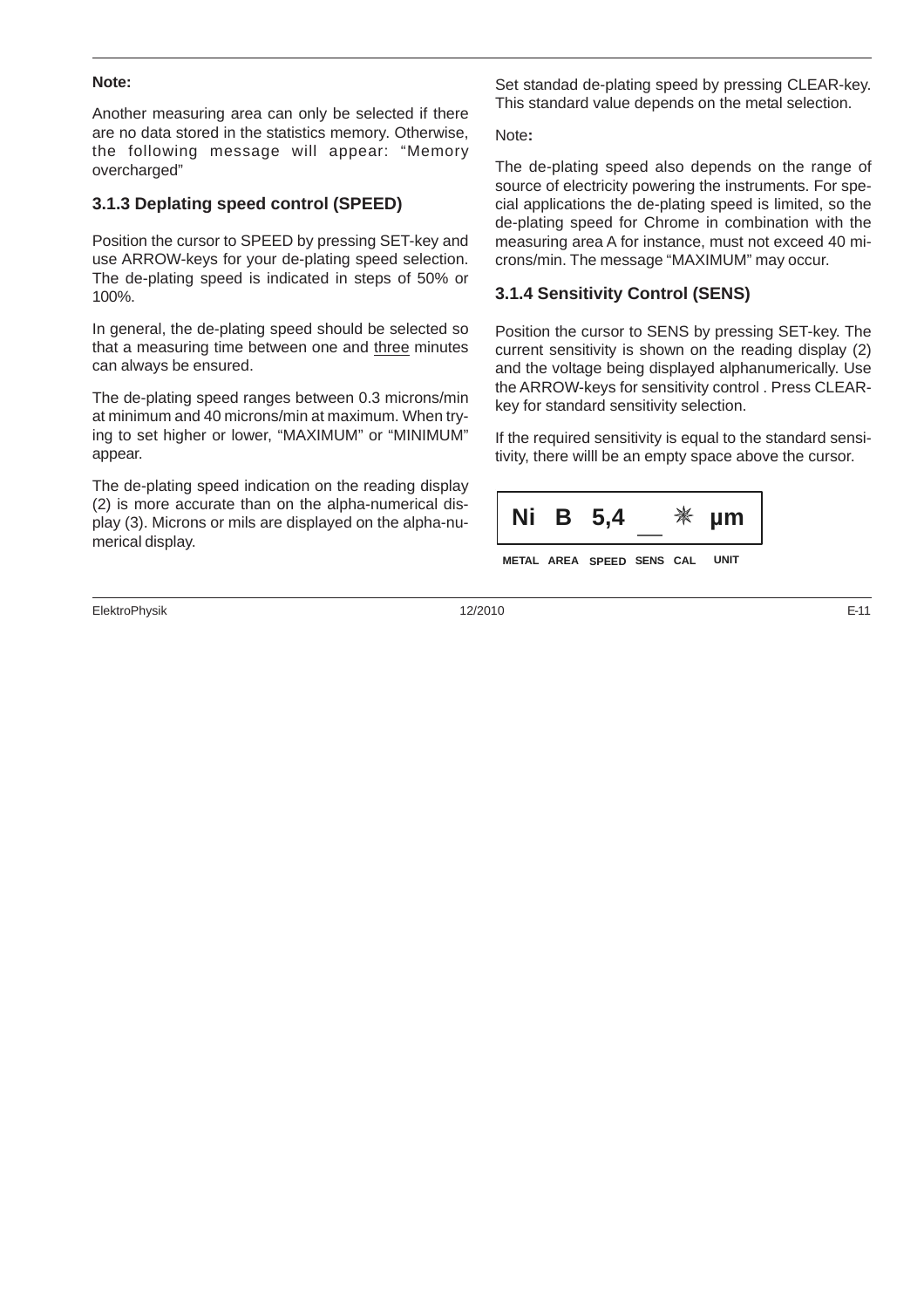**Note:**

Another measuring area can only be selected if there are no data stored in the statistics memory. Otherwise, the following message will appear: "Memory overcharged"

### 3.1.3 Deplating speed control (SPEED)

Position the cursor to SPEED by pressing SET-key and use ARROW-keys for your de-plating speed selection. The de-plating speed is indicated in steps of 50% or 100%.

In general, the de-plating speed should be selected so that a measuring time between one and three minutes can always be ensured.

The de-plating speed ranges between 0.3 microns/min at minimum and 40 microns/min at maximum. When trying to set higher or lower, "MAXIMUM" or "MINIMUM" appear.

The de-plating speed indication on the reading display (2) is more accurate than on the alpha-numerical display (3). Microns or mils are displayed on the alpha-numerical display.

Set standad de-plating speed by pressing CLEAR-key. This standard value depends on the metal selection.

Note**:**

The de-plating speed also depends on the range of source of electricity powering the instruments. For special applications the de-plating speed is limited, so the de-plating speed for Chrome in combination with the measuring area A for instance, must not exceed 40 microns/min. The message "MAXIMUM" may occur.

### 3.1.4 Sensitivity Control (SENS)

Position the cursor to SENS by pressing SET-key. The current sensitivity is shown on the reading display (2) and the voltage being displayed alphanumerically. Use the ARROW-keys for sensitivity control . Press CLEAR-key for standard sensitivity selection.

If the required sensitivity is equal to the standard sensitivity, there willl be an empty space above the cursor.

**Ni B 5,4 \_\_ ✳ µm**

**METAL AREA SPEED SENS CAL UNIT**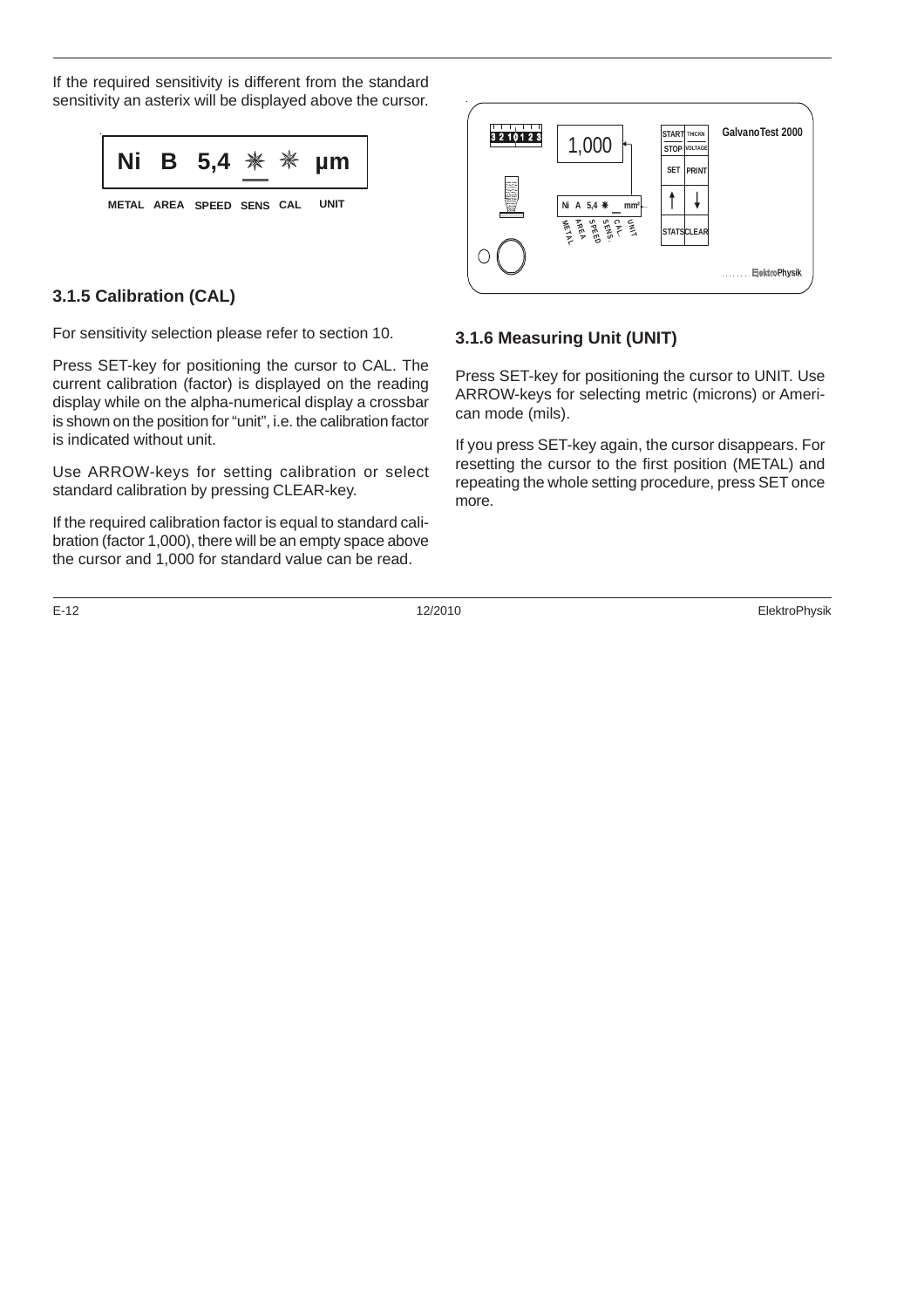If the required sensitivity is different from the standard sensitivity an asterix will be displayed above the cursor.

Ni B 5,4 * * µm

METAL AREA SPEED SENS CAL UNIT

### 3.1.5 Calibration (CAL)

For sensitivity selection please refer to section 10.

Press SET-key for positioning the cursor to CAL. The current calibration (factor) is displayed on the reading display while on the alpha-numerical display a crossbar is shown on the position for "unit", i.e. the calibration factor is indicated without unit.

Use ARROW-keys for setting calibration or select standard calibration by pressing CLEAR-key.

If the required calibration factor is equal to standard calibration (factor 1,000), there will be an empty space above the cursor and 1,000 for standard value can be read.

### 3.1.6 Measuring Unit (UNIT)

Press SET-key for positioning the cursor to UNIT. Use ARROW-keys for selecting metric (microns) or American mode (mils).

If you press SET-key again, the cursor disappears. For resetting the cursor to the first position (METAL) and repeating the whole setting procedure, press SET once more.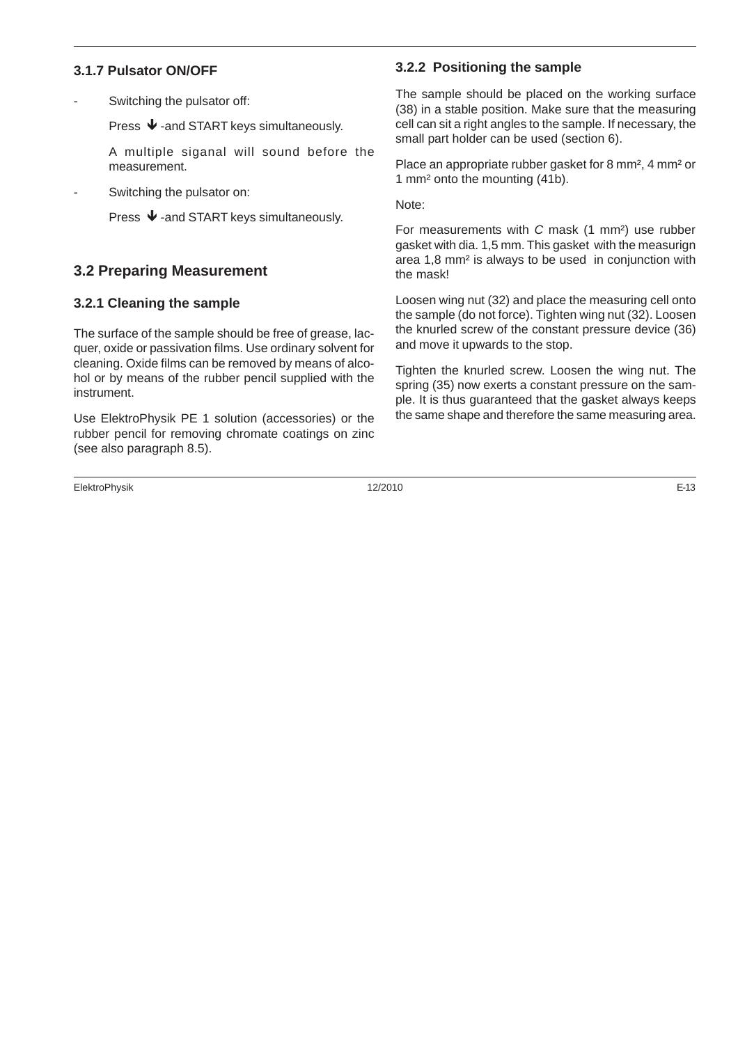### 3.1.7 Pulsator ON/OFF

- Switching the pulsator off:

  Press ↓ -and START keys simultaneously.

  A multiple siganal will sound before the measurement.

- Switching the pulsator on:

  Press ↓ -and START keys simultaneously.

## 3.2 Preparing Measurement

### 3.2.1 Cleaning the sample

The surface of the sample should be free of grease, lacquer, oxide or passivation films. Use ordinary solvent for cleaning. Oxide films can be removed by means of alcohol or by means of the rubber pencil supplied with the instrument.

Use ElektroPhysik PE 1 solution (accessories) or the rubber pencil for removing chromate coatings on zinc (see also paragraph 8.5).

### 3.2.2 Positioning the sample

The sample should be placed on the working surface (38) in a stable position. Make sure that the measuring cell can sit a right angles to the sample. If necessary, the small part holder can be used (section 6).

Place an appropriate rubber gasket for 8 mm², 4 mm² or 1 mm² onto the mounting (41b).

Note:

For measurements with *C* mask (1 mm²) use rubber gasket with dia. 1,5 mm. This gasket with the measurign area 1,8 mm² is always to be used in conjunction with the mask!

Loosen wing nut (32) and place the measuring cell onto the sample (do not force). Tighten wing nut (32). Loosen the knurled screw of the constant pressure device (36) and move it upwards to the stop.

Tighten the knurled screw. Loosen the wing nut. The spring (35) now exerts a constant pressure on the sample. It is thus guaranteed that the gasket always keeps the same shape and therefore the same measuring area.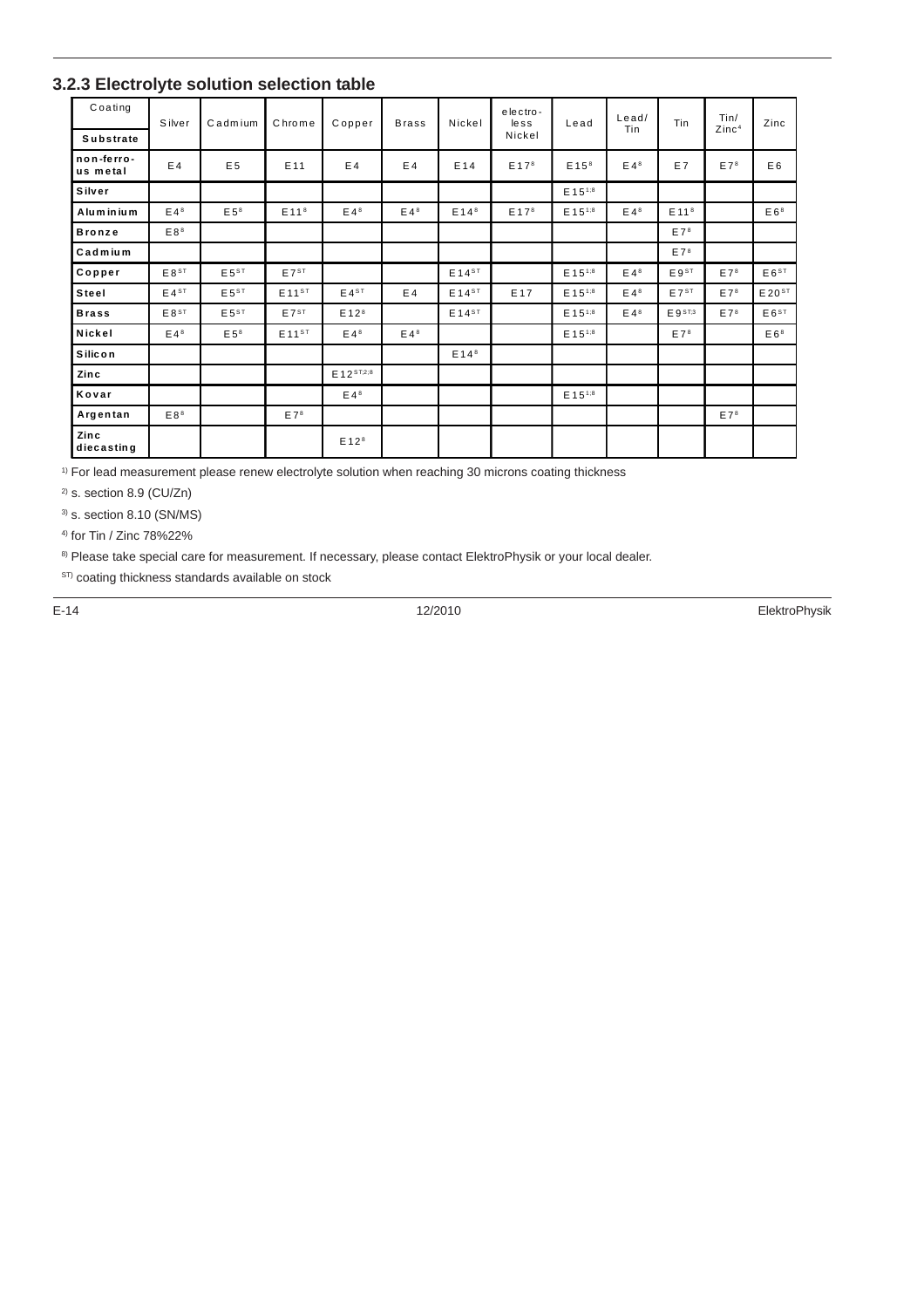### 3.2.3 Electrolyte solution selection table

| Coating / Substrate | Silver | Cadmium | Chrome | Copper | Brass | Nickel | electro-less Nickel | Lead | Lead/ Tin | Tin | Tin/ Zinc[4] | Zinc |
|---|---|---|---|---|---|---|---|---|---|---|---|---|
| **non-ferro-us metal** | E4 | E5 | E11 | E4 | E4 | E14 | E17[8] | E15[8] | E4[8] | E7 | E7[8] | E6 |
| **Silver** | | | | | | | | E15[1;8] | | | | |
| **Aluminium** | E4[8] | E5[8] | E11[8] | E4[8] | E4[8] | E14[8] | E17[8] | E15[1;8] | E4[8] | E11[8] | | E6[8] |
| **Bronze** | E8[8] | | | | | | | | | E7[8] | | |
| **Cadmium** | | | | | | | | | | E7[8] | | |
| **Copper** | E8[ST] | E5[ST] | E7[ST] | | | E14[ST] | | E15[1;8] | E4[8] | E9[ST] | E7[8] | E6[ST] |
| **Steel** | E4[ST] | E5[ST] | E11[ST] | E4[ST] | E4 | E14[ST] | E17 | E15[1;8] | E4[8] | E7[ST] | E7[8] | E20[ST] |
| **Brass** | E8[ST] | E5[ST] | E7[ST] | E12[8] | | E14[ST] | | E15[1;8] | E4[8] | E9[ST;3] | E7[8] | E6[ST] |
| **Nickel** | E4[8] | E5[8] | E11[ST] | E4[8] | E4[8] | | | E15[1;8] | | E7[8] | | E6[8] |
| **Silicon** | | | | | | E14[8] | | | | | | |
| **Zinc** | | | | E12[ST;2;8] | | | | | | | | |
| **Kovar** | | | | E4[8] | | | | E15[1;8] | | | | |
| **Argentan** | E8[8] | | E7[8] | | | | | | | | E7[8] | |
| **Zinc diecasting** | | | | E12[8] | | | | | | | | |

[1)] For lead measurement please renew electrolyte solution when reaching 30 microns coating thickness

[2)] s. section 8.9 (CU/Zn)

[3)] s. section 8.10 (SN/MS)

[4)] for Tin / Zinc 78%22%

[8)] Please take special care for measurement. If necessary, please contact ElektroPhysik or your local dealer.

[ST)] coating thickness standards available on stock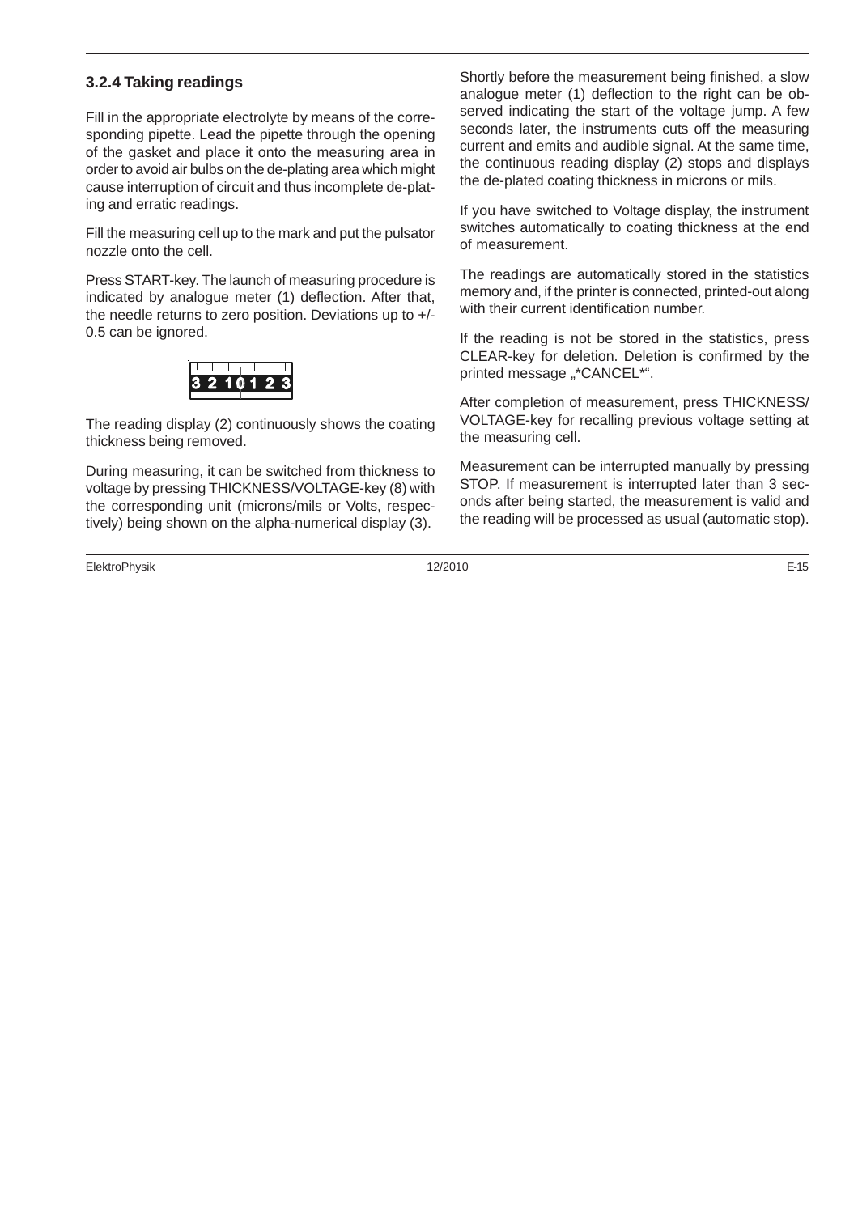### 3.2.4 Taking readings

Fill in the appropriate electrolyte by means of the corresponding pipette. Lead the pipette through the opening of the gasket and place it onto the measuring area in order to avoid air bulbs on the de-plating area which might cause interruption of circuit and thus incomplete de-plating and erratic readings.

Fill the measuring cell up to the mark and put the pulsator nozzle onto the cell.

Press START-key. The launch of measuring procedure is indicated by analogue meter (1) deflection. After that, the needle returns to zero position. Deviations up to +/- 0.5 can be ignored.

3 2 1 0 1 2 3

The reading display (2) continuously shows the coating thickness being removed.

During measuring, it can be switched from thickness to voltage by pressing THICKNESS/VOLTAGE-key (8) with the corresponding unit (microns/mils or Volts, respectively) being shown on the alpha-numerical display (3).

Shortly before the measurement being finished, a slow analogue meter (1) deflection to the right can be observed indicating the start of the voltage jump. A few seconds later, the instruments cuts off the measuring current and emits and audible signal. At the same time, the continuous reading display (2) stops and displays the de-plated coating thickness in microns or mils.

If you have switched to Voltage display, the instrument switches automatically to coating thickness at the end of measurement.

The readings are automatically stored in the statistics memory and, if the printer is connected, printed-out along with their current identification number.

If the reading is not be stored in the statistics, press CLEAR-key for deletion. Deletion is confirmed by the printed message „*CANCEL*".

After completion of measurement, press THICKNESS/ VOLTAGE-key for recalling previous voltage setting at the measuring cell.

Measurement can be interrupted manually by pressing STOP. If measurement is interrupted later than 3 seconds after being started, the measurement is valid and the reading will be processed as usual (automatic stop).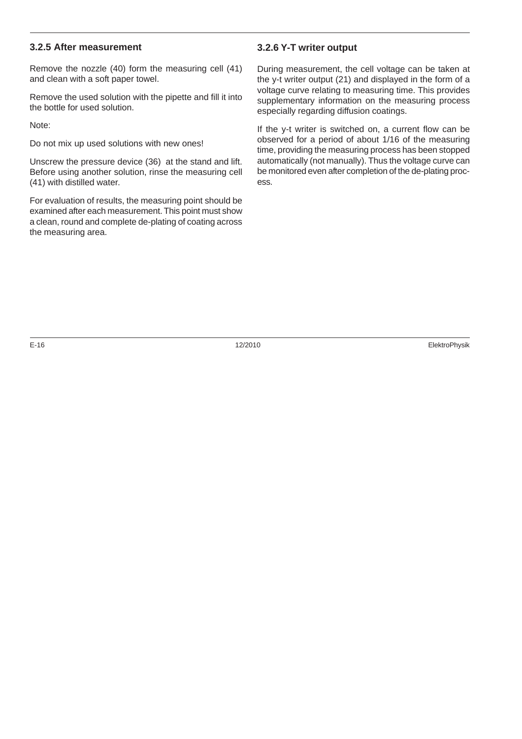### 3.2.5 After measurement

Remove the nozzle (40) form the measuring cell (41) and clean with a soft paper towel.

Remove the used solution with the pipette and fill it into the bottle for used solution.

Note:

Do not mix up used solutions with new ones!

Unscrew the pressure device (36) at the stand and lift. Before using another solution, rinse the measuring cell (41) with distilled water.

For evaluation of results, the measuring point should be examined after each measurement. This point must show a clean, round and complete de-plating of coating across the measuring area.

### 3.2.6 Y-T writer output

During measurement, the cell voltage can be taken at the y-t writer output (21) and displayed in the form of a voltage curve relating to measuring time. This provides supplementary information on the measuring process especially regarding diffusion coatings.

If the y-t writer is switched on, a current flow can be observed for a period of about 1/16 of the measuring time, providing the measuring process has been stopped automatically (not manually). Thus the voltage curve can be monitored even after completion of the de-plating process.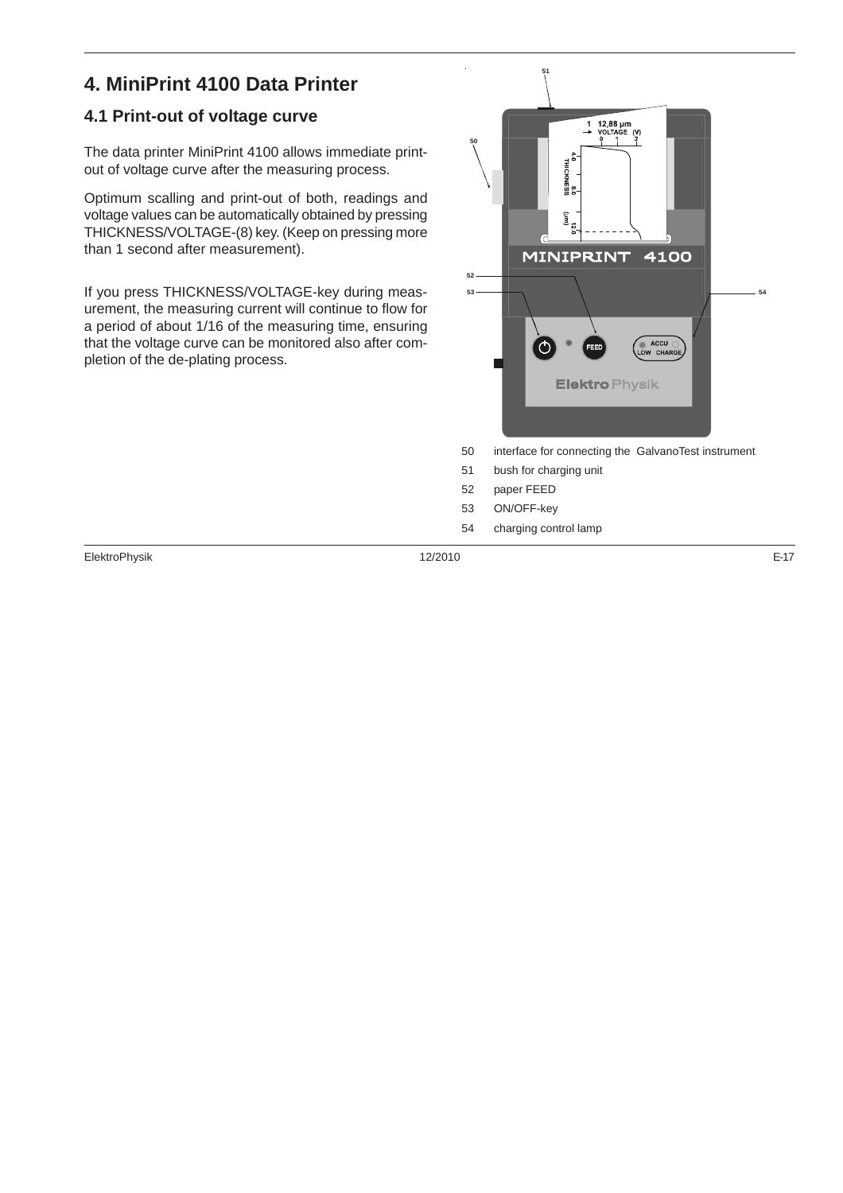# 4. MiniPrint 4100 Data Printer

## 4.1 Print-out of voltage curve

The data printer MiniPrint 4100 allows immediate print-out of voltage curve after the measuring process.

Optimum scalling and print-out of both, readings and voltage values can be automatically obtained by pressing THICKNESS/VOLTAGE-(8) key. (Keep on pressing more than 1 second after measurement).

If you press THICKNESS/VOLTAGE-key during measurement, the measuring current will continue to flow for a period of about 1/16 of the measuring time, ensuring that the voltage curve can be monitored also after completion of the de-plating process.

50 interface for connecting the GalvanoTest instrument

51 bush for charging unit

52 paper FEED

53 ON/OFF-key

54 charging control lamp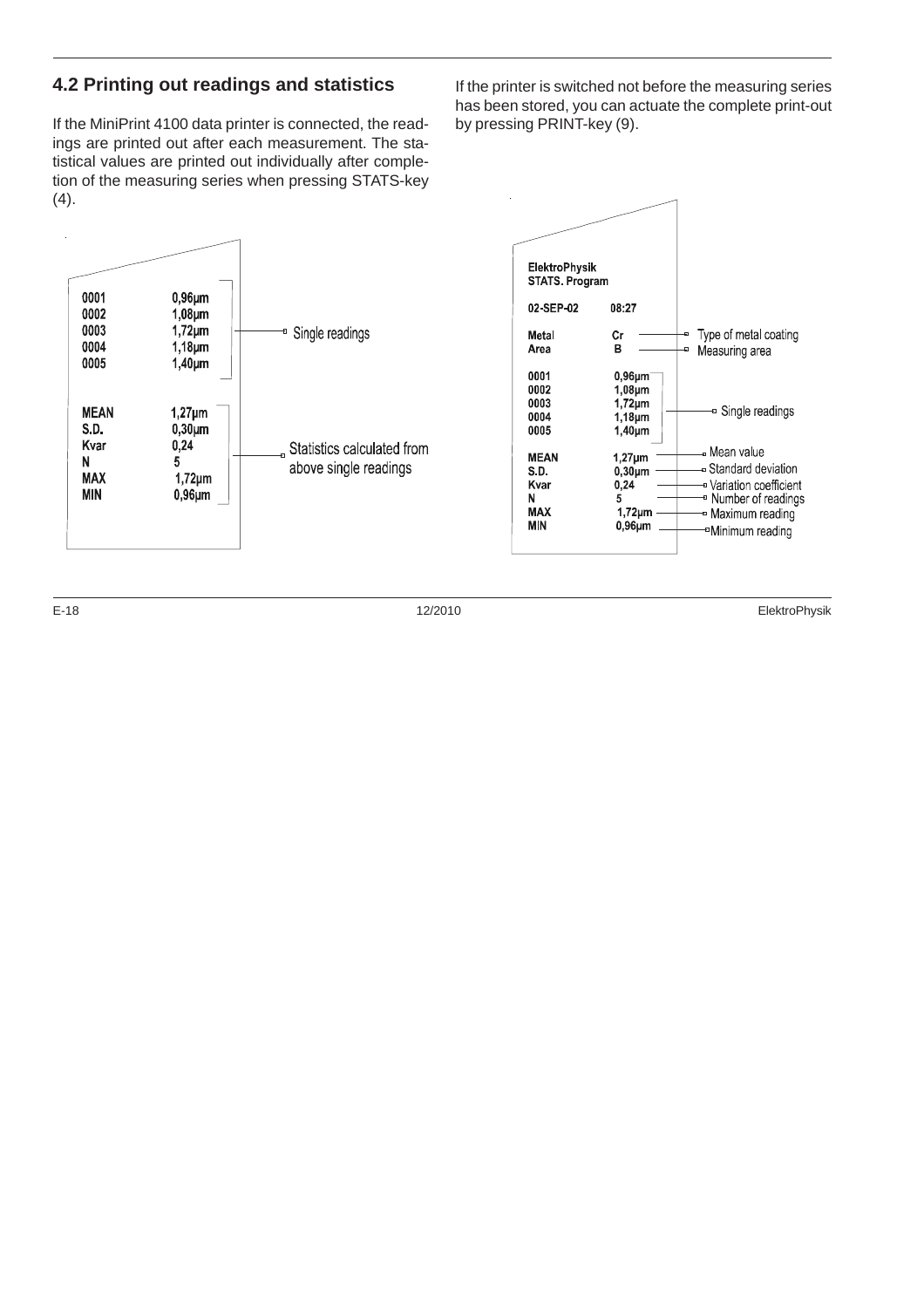## 4.2 Printing out readings and statistics

If the MiniPrint 4100 data printer is connected, the readings are printed out after each measurement. The statistical values are printed out individually after completion of the measuring series when pressing STATS-key (4).

If the printer is switched not before the measuring series has been stored, you can actuate the complete print-out by pressing PRINT-key (9).

```
0001      0,96µm
0002      1,08µm
0003      1,72µm      ── Single readings
0004      1,18µm
0005      1,40µm

MEAN      1,27µm
S.D.      0,30µm
Kvar      0,24        ── Statistics calculated from
N         5              above single readings
MAX       1,72µm
MIN       0,96µm
```

```
ElektroPhysik
STATS. Program

02-SEP-02   08:27

Metal       Cr        ── Type of metal coating
Area        B         ── Measuring area

0001        0,96µm
0002        1,08µm
0003        1,72µm    ── Single readings
0004        1,18µm
0005        1,40µm

MEAN        1,27µm    ── Mean value
S.D.        0,30µm    ── Standard deviation
Kvar        0,24      ── Variation coefficient
N           5         ── Number of readings
MAX         1,72µm    ── Maximum reading
MIN         0,96µm    ── Minimum reading
```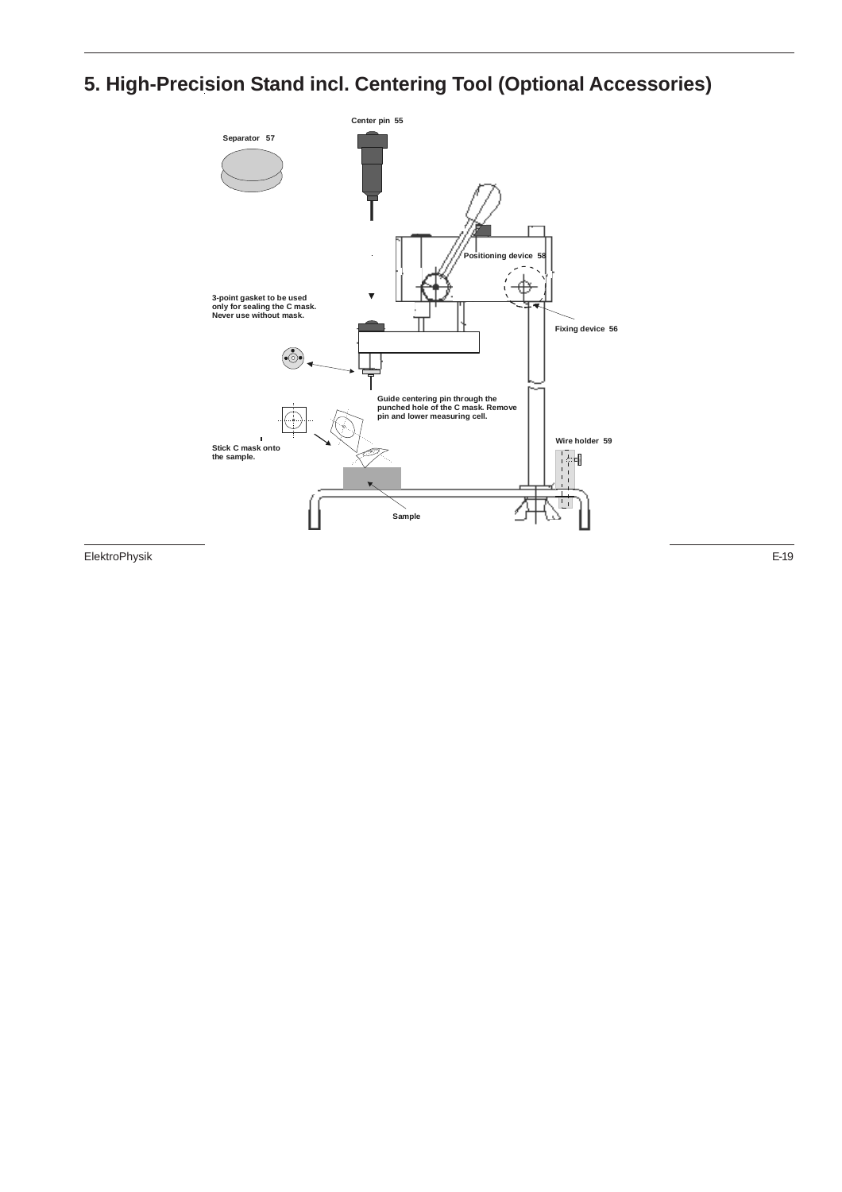# 5. High-Precision Stand incl. Centering Tool (Optional Accessories)

Center pin 55

Separator 57

Positioning device 58

3-point gasket to be used only for sealing the C mask. Never use without mask.

Fixing device 56

Guide centering pin through the punched hole of the C mask. Remove pin and lower measuring cell.

Wire holder 59

Stick C mask onto the sample.

Sample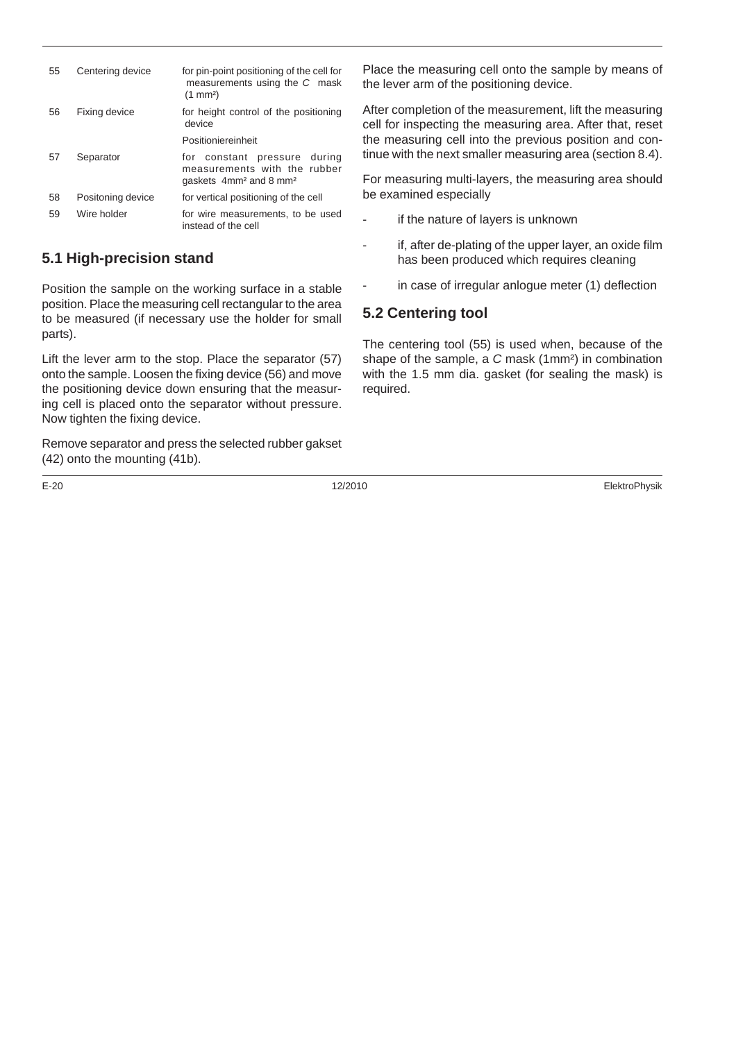| | | |
|---|---|---|
| 55 | Centering device | for pin-point positioning of the cell for measurements using the *C* mask (1 mm²) |
| 56 | Fixing device | for height control of the positioning device |
| | | Positioniereinheit |
| 57 | Separator | for constant pressure during measurements with the rubber gaskets 4mm² and 8 mm² |
| 58 | Positoning device | for vertical positioning of the cell |
| 59 | Wire holder | for wire measurements, to be used instead of the cell |

## 5.1 High-precision stand

Position the sample on the working surface in a stable position. Place the measuring cell rectangular to the area to be measured (if necessary use the holder for small parts).

Lift the lever arm to the stop. Place the separator (57) onto the sample. Loosen the fixing device (56) and move the positioning device down ensuring that the measuring cell is placed onto the separator without pressure. Now tighten the fixing device.

Remove separator and press the selected rubber gakset (42) onto the mounting (41b).

Place the measuring cell onto the sample by means of the lever arm of the positioning device.

After completion of the measurement, lift the measuring cell for inspecting the measuring area. After that, reset the measuring cell into the previous position and continue with the next smaller measuring area (section 8.4).

For measuring multi-layers, the measuring area should be examined especially

- if the nature of layers is unknown
- if, after de-plating of the upper layer, an oxide film has been produced which requires cleaning
- in case of irregular anlogue meter (1) deflection

## 5.2 Centering tool

The centering tool (55) is used when, because of the shape of the sample, a *C* mask (1mm²) in combination with the 1.5 mm dia. gasket (for sealing the mask) is required.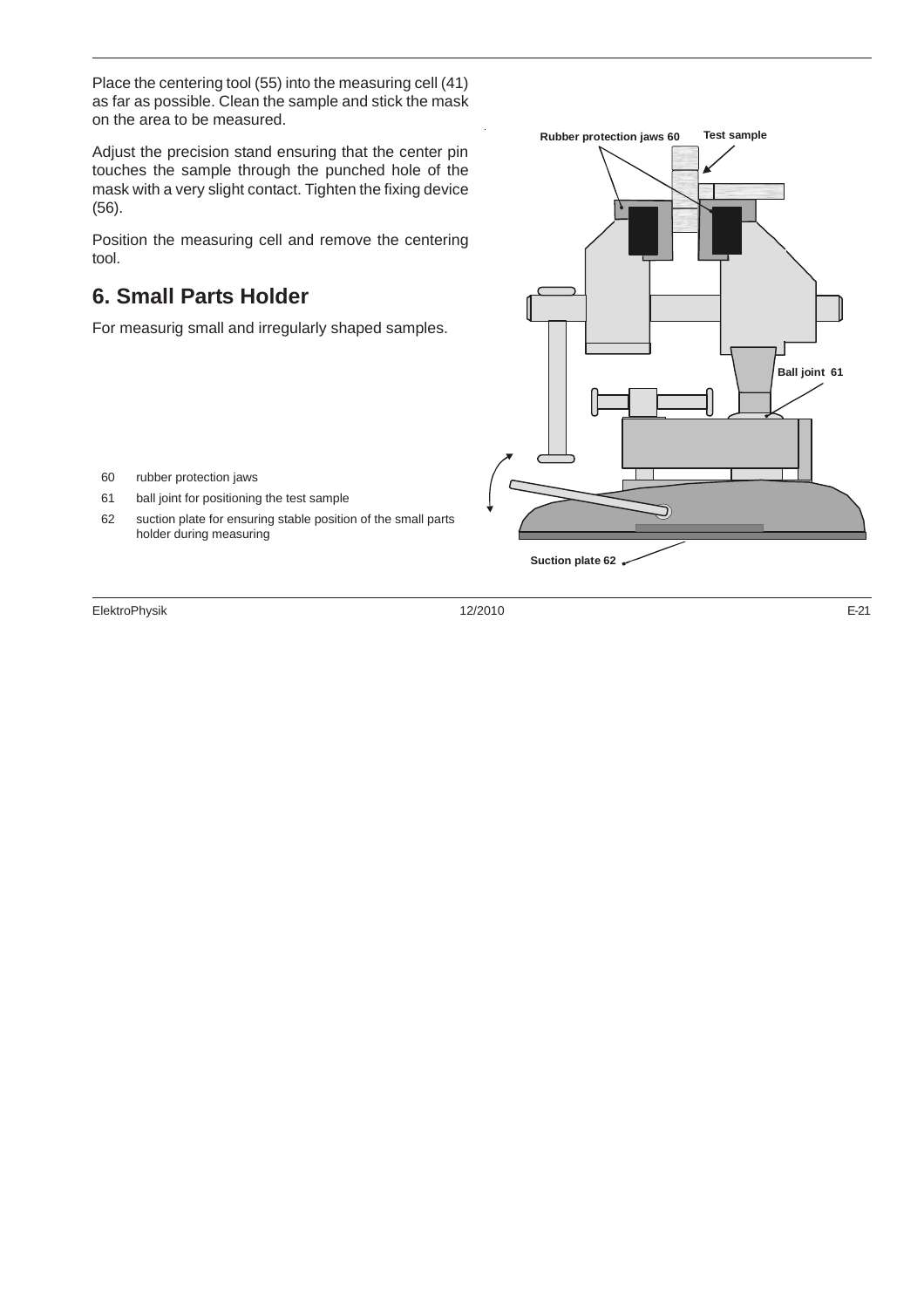Place the centering tool (55) into the measuring cell (41) as far as possible. Clean the sample and stick the mask on the area to be measured.

Adjust the precision stand ensuring that the center pin touches the sample through the punched hole of the mask with a very slight contact. Tighten the fixing device (56).

Position the measuring cell and remove the centering tool.

## 6. Small Parts Holder

For measurig small and irregularly shaped samples.

Rubber protection jaws 60

Test sample

Ball joint 61

Suction plate 62

60 rubber protection jaws

61 ball joint for positioning the test sample

62 suction plate for ensuring stable position of the small parts holder during measuring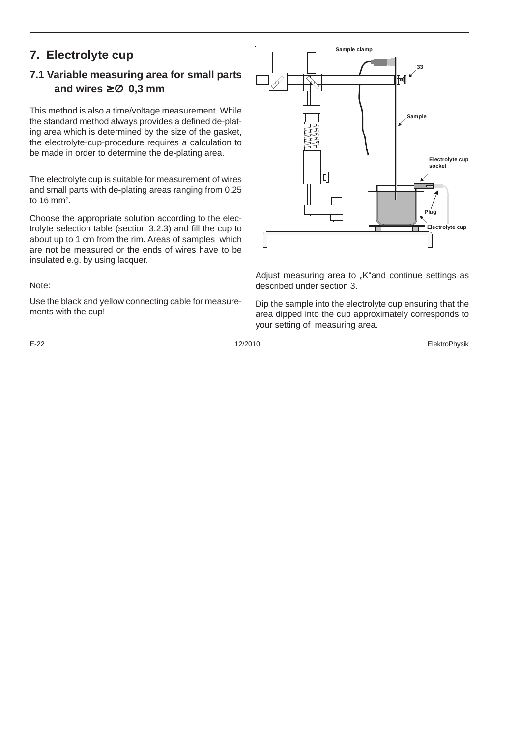# 7. Electrolyte cup

## 7.1 Variable measuring area for small parts and wires ≥∅ 0,3 mm

This method is also a time/voltage measurement. While the standard method always provides a defined de-plating area which is determined by the size of the gasket, the electrolyte-cup-procedure requires a calculation to be made in order to determine the de-plating area.

The electrolyte cup is suitable for measurement of wires and small parts with de-plating areas ranging from 0.25 to 16 mm².

Choose the appropriate solution according to the electrolyte selection table (section 3.2.3) and fill the cup to about up to 1 cm from the rim. Areas of samples which are not be measured or the ends of wires have to be insulated e.g. by using lacquer.

Note:

Use the black and yellow connecting cable for measurements with the cup!

Sample clamp

33

Sample

Electrolyte cup socket

Plug

Electrolyte cup

Adjust measuring area to „K“and continue settings as described under section 3.

Dip the sample into the electrolyte cup ensuring that the area dipped into the cup approximately corresponds to your setting of measuring area.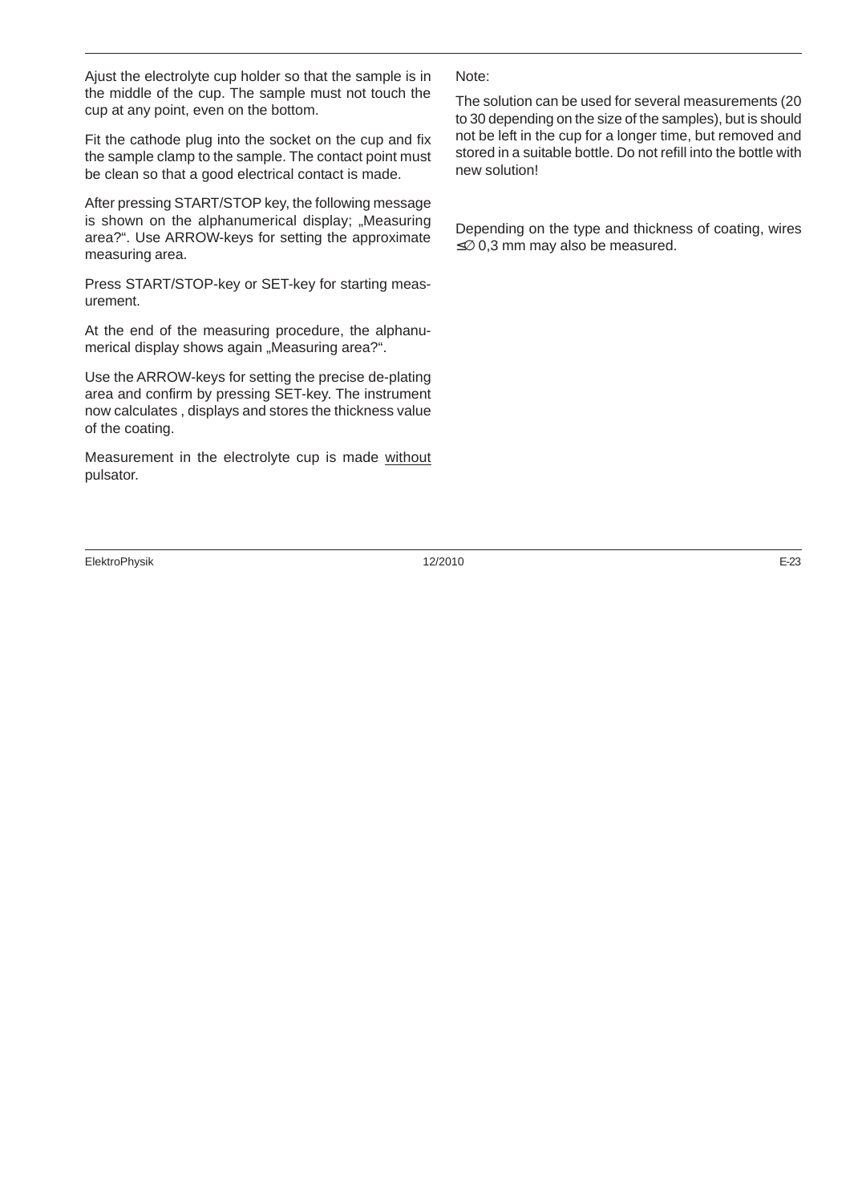Ajust the electrolyte cup holder so that the sample is in the middle of the cup. The sample must not touch the cup at any point, even on the bottom.

Fit the cathode plug into the socket on the cup and fix the sample clamp to the sample. The contact point must be clean so that a good electrical contact is made.

After pressing START/STOP key, the following message is shown on the alphanumerical display; „Measuring area?". Use ARROW-keys for setting the approximate measuring area.

Press START/STOP-key or SET-key for starting measurement.

At the end of the measuring procedure, the alphanumerical display shows again „Measuring area?".

Use the ARROW-keys for setting the precise de-plating area and confirm by pressing SET-key. The instrument now calculates , displays and stores the thickness value of the coating.

Measurement in the electrolyte cup is made <u>without</u> pulsator.

Note:

The solution can be used for several measurements (20 to 30 depending on the size of the samples), but is should not be left in the cup for a longer time, but removed and stored in a suitable bottle. Do not refill into the bottle with new solution!

Depending on the type and thickness of coating, wires ≤∅ 0,3 mm may also be measured.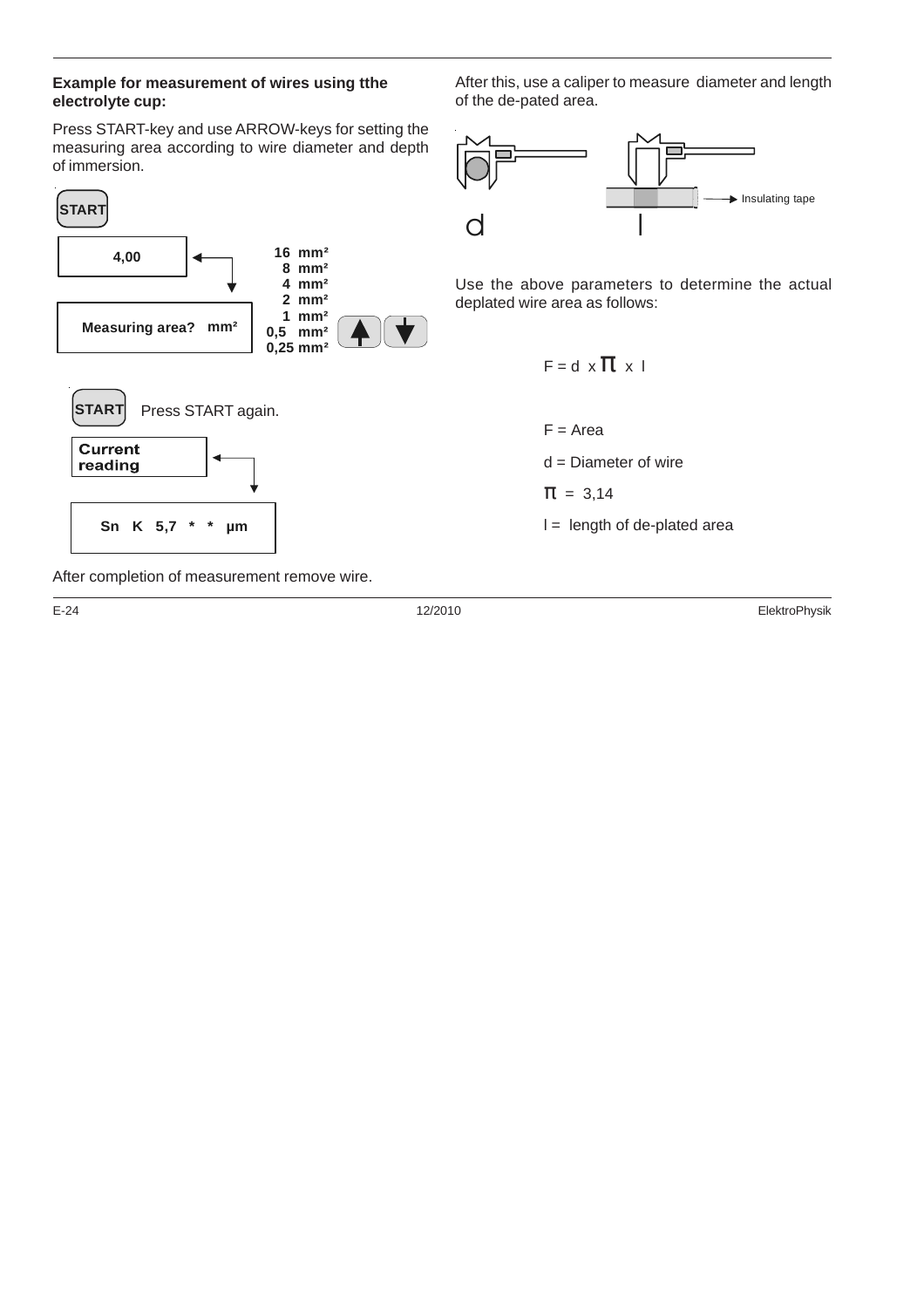**Example for measurement of wires using tthe electrolyte cup:**

Press START-key and use ARROW-keys for setting the measuring area according to wire diameter and depth of immersion.

START

4,00

Measuring area? mm²

16 mm²
8 mm²
4 mm²
2 mm²
1 mm²
0,5 mm²
0,25 mm²

START Press START again.

Current reading

Sn K 5,7 * * µm

After completion of measurement remove wire.

After this, use a caliper to measure diameter and length of the de-pated area.

d l Insulating tape

Use the above parameters to determine the actual deplated wire area as follows:

$$F = d \times \pi \times l$$

F = Area

d = Diameter of wire

$\pi$ = 3,14

l = length of de-plated area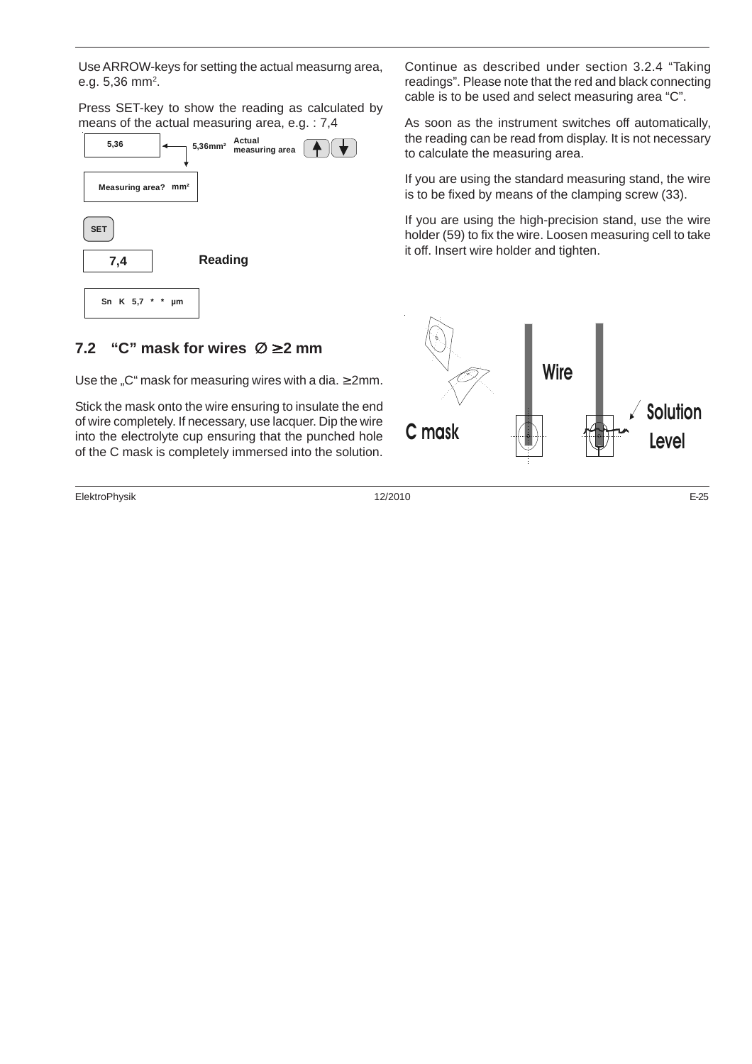Use ARROW-keys for setting the actual measurng area, e.g. 5,36 mm².

Press SET-key to show the reading as calculated by means of the actual measuring area, e.g. : 7,4

5,36 ← 5,36mm² Actual measuring area ↑ ↓

Measuring area? mm²

SET

7,4 Reading

Sn K 5,7 * * µm

## 7.2 "C" mask for wires ∅ ≥2 mm

Use the „C" mask for measuring wires with a dia. ≥2mm.

Stick the mask onto the wire ensuring to insulate the end of wire completely. If necessary, use lacquer. Dip the wire into the electrolyte cup ensuring that the punched hole of the C mask is completely immersed into the solution.

Continue as described under section 3.2.4 "Taking readings". Please note that the red and black connecting cable is to be used and select measuring area "C".

As soon as the instrument switches off automatically, the reading can be read from display. It is not necessary to calculate the measuring area.

If you are using the standard measuring stand, the wire is to be fixed by means of the clamping screw (33).

If you are using the high-precision stand, use the wire holder (59) to fix the wire. Loosen measuring cell to take it off. Insert wire holder and tighten.

C mask Wire Solution Level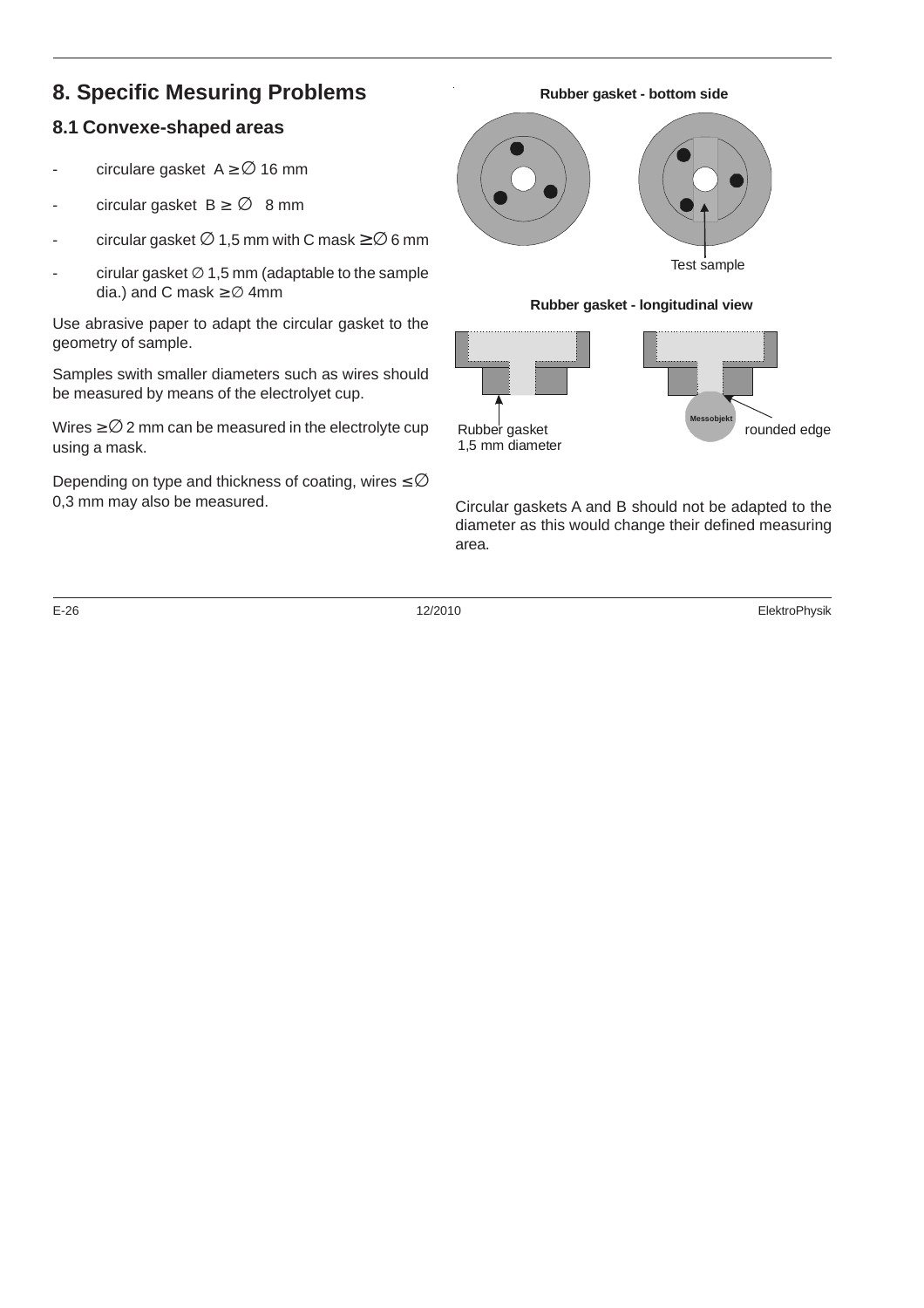# 8. Specific Mesuring Problems

## 8.1 Convexe-shaped areas

- circulare gasket A ≥∅ 16 mm
- circular gasket B ≥ ∅ 8 mm
- circular gasket ∅ 1,5 mm with C mask ≥∅ 6 mm
- cirular gasket ∅ 1,5 mm (adaptable to the sample dia.) and C mask ≥∅ 4mm

Use abrasive paper to adapt the circular gasket to the geometry of sample.

Samples swith smaller diameters such as wires should be measured by means of the electrolyet cup.

Wires ≥∅ 2 mm can be measured in the electrolyte cup using a mask.

Depending on type and thickness of coating, wires ≤∅ 0,3 mm may also be measured.

**Rubber gasket - bottom side**

Test sample

**Rubber gasket - longitudinal view**

Rubber gasket 1,5 mm diameter

Messobjekt

rounded edge

Circular gaskets A and B should not be adapted to the diameter as this would change their defined measuring area.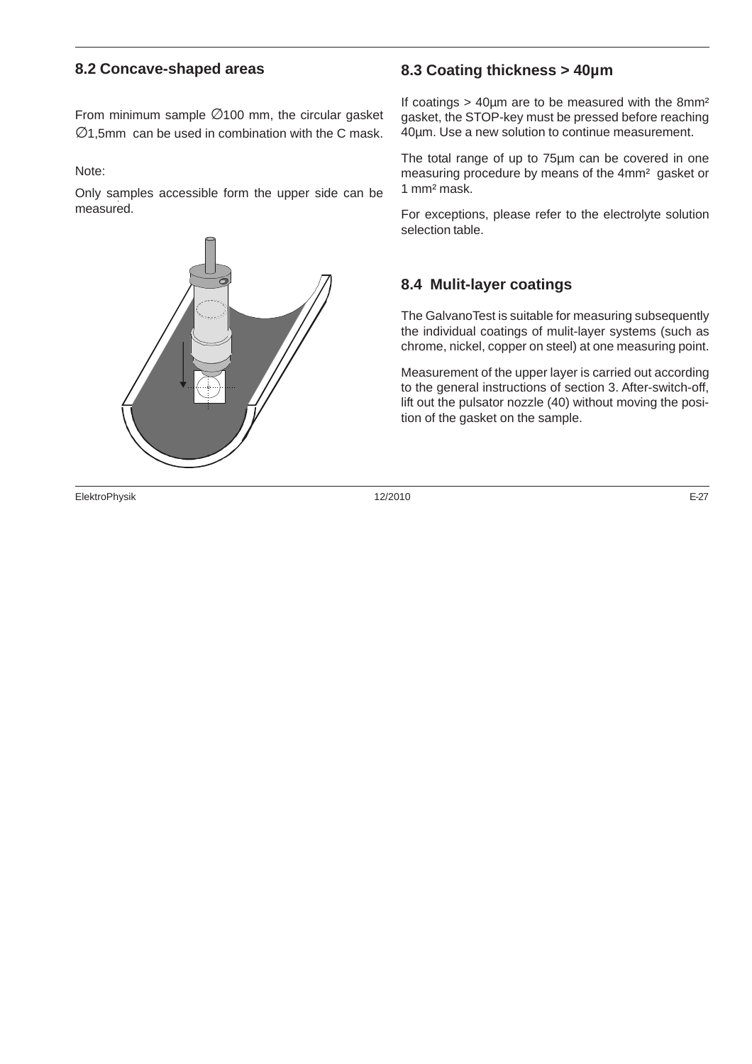## 8.2 Concave-shaped areas

From minimum sample ∅100 mm, the circular gasket ∅1,5mm can be used in combination with the C mask.

Note:

Only samples accessible form the upper side can be measured.

## 8.3 Coating thickness > 40µm

If coatings > 40µm are to be measured with the 8mm² gasket, the STOP-key must be pressed before reaching 40µm. Use a new solution to continue measurement.

The total range of up to 75µm can be covered in one measuring procedure by means of the 4mm² gasket or 1 mm² mask.

For exceptions, please refer to the electrolyte solution selection table.

## 8.4 Mulit-layer coatings

The GalvanoTest is suitable for measuring subsequently the individual coatings of mulit-layer systems (such as chrome, nickel, copper on steel) at one measuring point.

Measurement of the upper layer is carried out according to the general instructions of section 3. After-switch-off, lift out the pulsator nozzle (40) without moving the position of the gasket on the sample.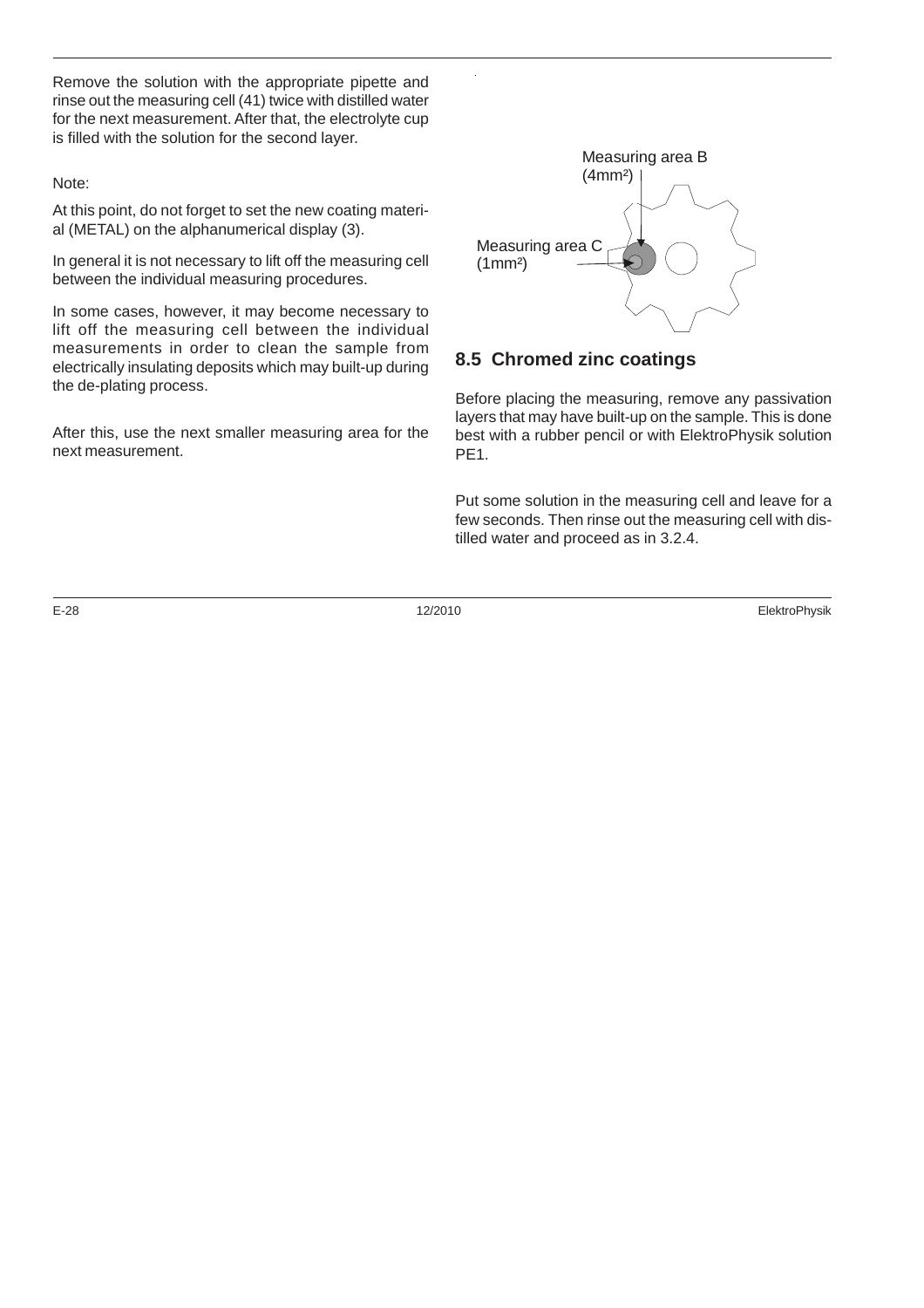Remove the solution with the appropriate pipette and rinse out the measuring cell (41) twice with distilled water for the next measurement. After that, the electrolyte cup is filled with the solution for the second layer.

Note:

At this point, do not forget to set the new coating material (METAL) on the alphanumerical display (3).

In general it is not necessary to lift off the measuring cell between the individual measuring procedures.

In some cases, however, it may become necessary to lift off the measuring cell between the individual measurements in order to clean the sample from electrically insulating deposits which may built-up during the de-plating process.

After this, use the next smaller measuring area for the next measurement.

Measuring area B ($4 mm^2$)

Measuring area C ($1 mm^2$)

## 8.5 Chromed zinc coatings

Before placing the measuring, remove any passivation layers that may have built-up on the sample. This is done best with a rubber pencil or with ElektroPhysik solution PE1.

Put some solution in the measuring cell and leave for a few seconds. Then rinse out the measuring cell with distilled water and proceed as in 3.2.4.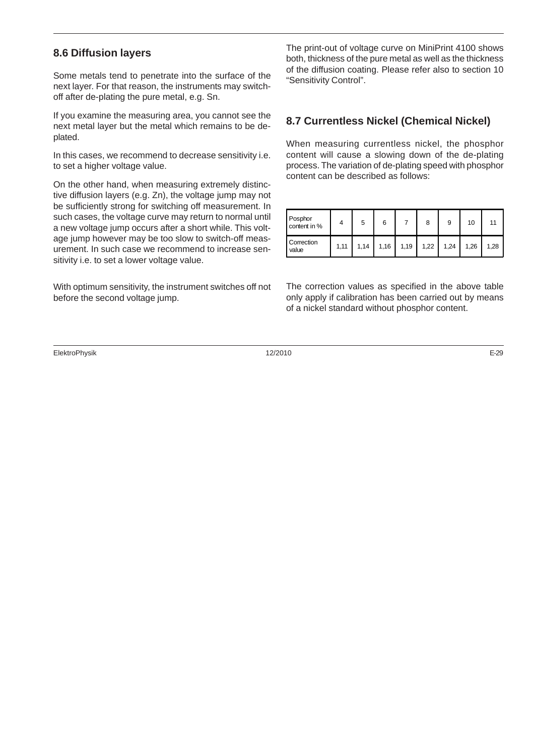## 8.6 Diffusion layers

Some metals tend to penetrate into the surface of the next layer. For that reason, the instruments may switch-off after de-plating the pure metal, e.g. Sn.

If you examine the measuring area, you cannot see the next metal layer but the metal which remains to be de-plated.

In this cases, we recommend to decrease sensitivity i.e. to set a higher voltage value.

On the other hand, when measuring extremely distinctive diffusion layers (e.g. Zn), the voltage jump may not be sufficiently strong for switching off measurement. In such cases, the voltage curve may return to normal until a new voltage jump occurs after a short while. This voltage jump however may be too slow to switch-off measurement. In such case we recommend to increase sensitivity i.e. to set a lower voltage value.

With optimum sensitivity, the instrument switches off not before the second voltage jump.

The print-out of voltage curve on MiniPrint 4100 shows both, thickness of the pure metal as well as the thickness of the diffusion coating. Please refer also to section 10 “Sensitivity Control”.

## 8.7 Currentless Nickel (Chemical Nickel)

When measuring currentless nickel, the phosphor content will cause a slowing down of the de-plating process. The variation of de-plating speed with phosphor content can be described as follows:

| Posphor content in % | 4 | 5 | 6 | 7 | 8 | 9 | 10 | 11 |
|---|---|---|---|---|---|---|---|---|
| Correction value | 1,11 | 1,14 | 1,16 | 1,19 | 1,22 | 1,24 | 1,26 | 1,28 |

The correction values as specified in the above table only apply if calibration has been carried out by means of a nickel standard without phosphor content.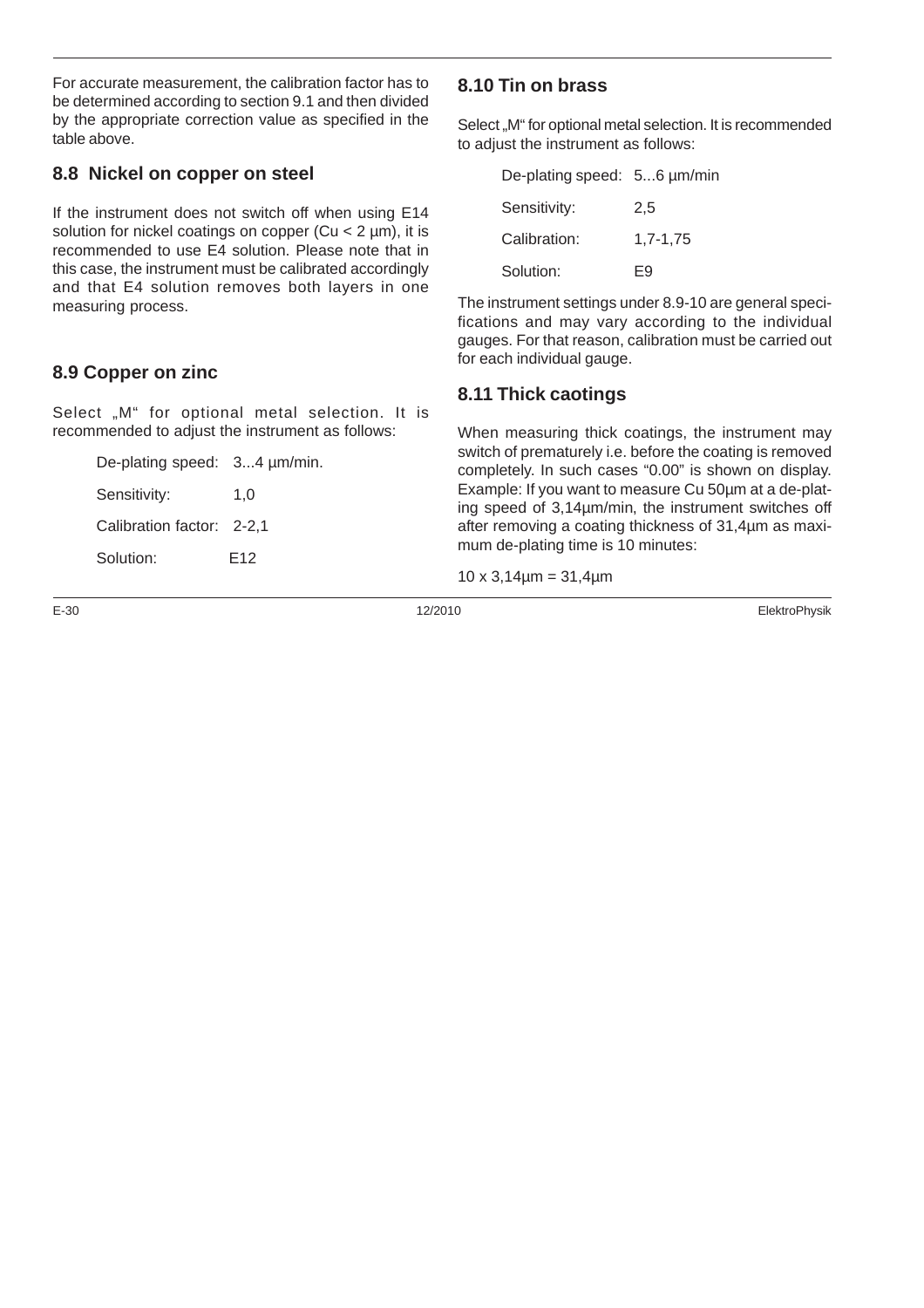For accurate measurement, the calibration factor has to be determined according to section 9.1 and then divided by the appropriate correction value as specified in the table above.

## 8.8 Nickel on copper on steel

If the instrument does not switch off when using E14 solution for nickel coatings on copper (Cu < 2 µm), it is recommended to use E4 solution. Please note that in this case, the instrument must be calibrated accordingly and that E4 solution removes both layers in one measuring process.

## 8.9 Copper on zinc

Select „M“ for optional metal selection. It is recommended to adjust the instrument as follows:

| | |
|---|---|
| De-plating speed: | 3...4 µm/min. |
| Sensitivity: | 1,0 |
| Calibration factor: | 2-2,1 |
| Solution: | E12 |

## 8.10 Tin on brass

Select „M“ for optional metal selection. It is recommended to adjust the instrument as follows:

| | |
|---|---|
| De-plating speed: | 5...6 µm/min |
| Sensitivity: | 2,5 |
| Calibration: | 1,7-1,75 |
| Solution: | E9 |

The instrument settings under 8.9-10 are general specifications and may vary according to the individual gauges. For that reason, calibration must be carried out for each individual gauge.

## 8.11 Thick caotings

When measuring thick coatings, the instrument may switch of prematurely i.e. before the coating is removed completely. In such cases “0.00” is shown on display. Example: If you want to measure Cu 50µm at a de-plating speed of 3,14µm/min, the instrument switches off after removing a coating thickness of 31,4µm as maximum de-plating time is 10 minutes:

10 x 3,14µm = 31,4µm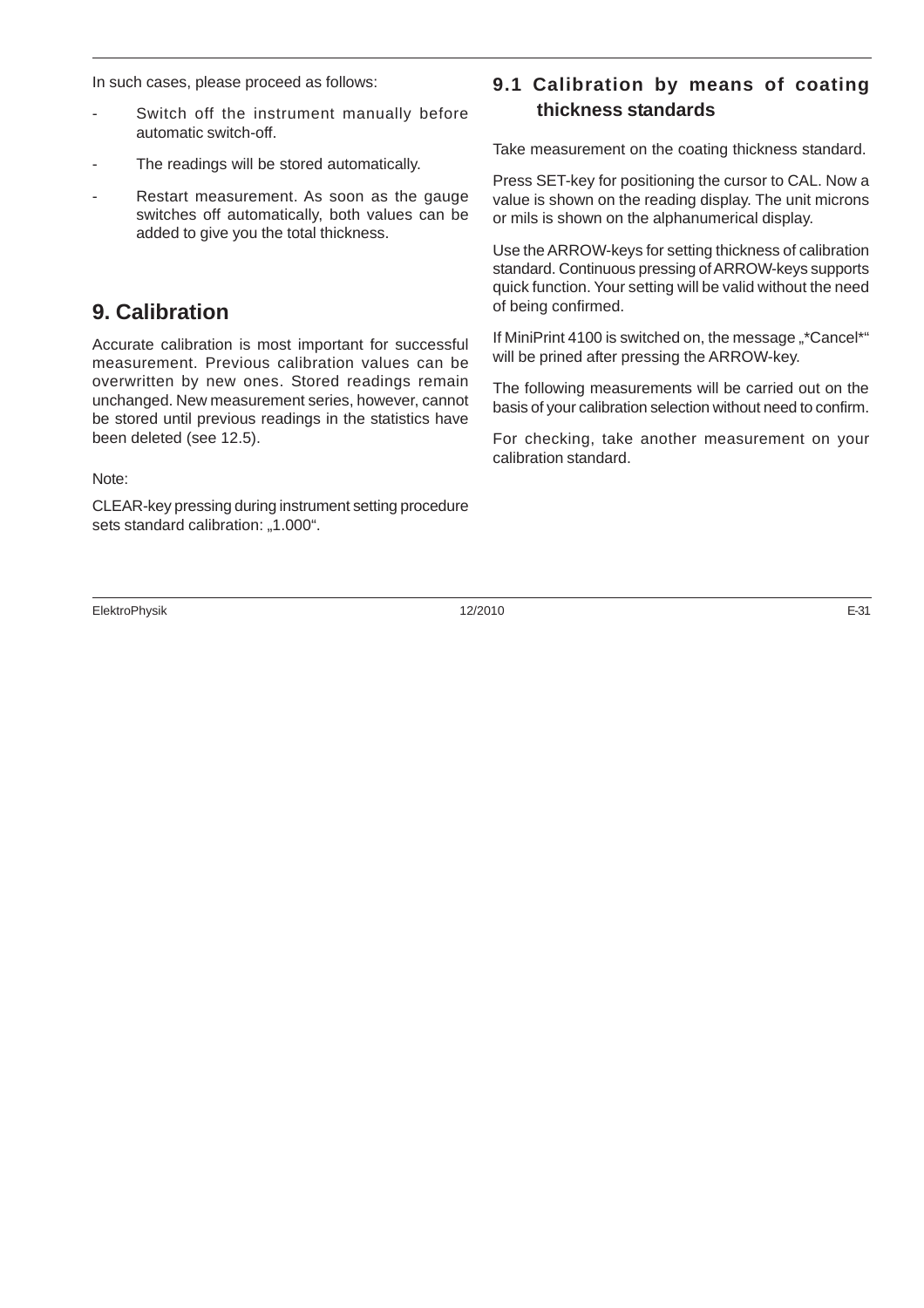In such cases, please proceed as follows:

- Switch off the instrument manually before automatic switch-off.
- The readings will be stored automatically.
- Restart measurement. As soon as the gauge switches off automatically, both values can be added to give you the total thickness.

# 9. Calibration

Accurate calibration is most important for successful measurement. Previous calibration values can be overwritten by new ones. Stored readings remain unchanged. New measurement series, however, cannot be stored until previous readings in the statistics have been deleted (see 12.5).

Note:

CLEAR-key pressing during instrument setting procedure sets standard calibration: „1.000“.

## 9.1 Calibration by means of coating thickness standards

Take measurement on the coating thickness standard.

Press SET-key for positioning the cursor to CAL. Now a value is shown on the reading display. The unit microns or mils is shown on the alphanumerical display.

Use the ARROW-keys for setting thickness of calibration standard. Continuous pressing of ARROW-keys supports quick function. Your setting will be valid without the need of being confirmed.

If MiniPrint 4100 is switched on, the message „*Cancel*“ will be prined after pressing the ARROW-key.

The following measurements will be carried out on the basis of your calibration selection without need to confirm.

For checking, take another measurement on your calibration standard.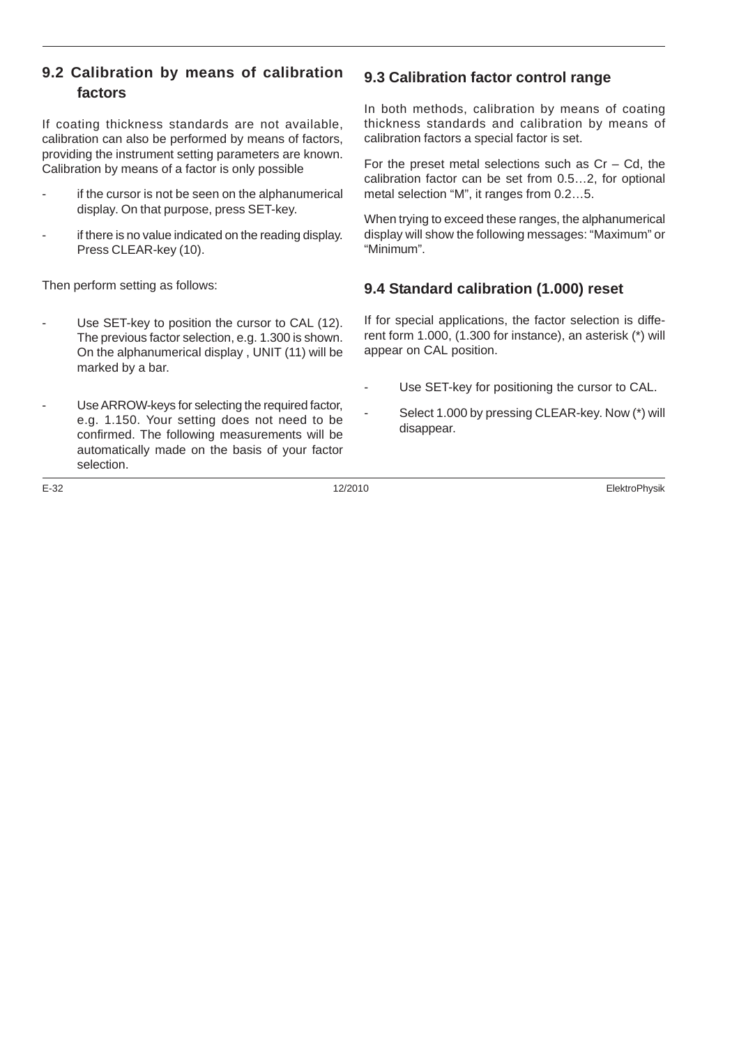## 9.2 Calibration by means of calibration factors

If coating thickness standards are not available, calibration can also be performed by means of factors, providing the instrument setting parameters are known. Calibration by means of a factor is only possible

- if the cursor is not be seen on the alphanumerical display. On that purpose, press SET-key.
- if there is no value indicated on the reading display. Press CLEAR-key (10).

Then perform setting as follows:

- Use SET-key to position the cursor to CAL (12). The previous factor selection, e.g. 1.300 is shown. On the alphanumerical display , UNIT (11) will be marked by a bar.
- Use ARROW-keys for selecting the required factor, e.g. 1.150. Your setting does not need to be confirmed. The following measurements will be automatically made on the basis of your factor selection.

## 9.3 Calibration factor control range

In both methods, calibration by means of coating thickness standards and calibration by means of calibration factors a special factor is set.

For the preset metal selections such as Cr – Cd, the calibration factor can be set from 0.5…2, for optional metal selection “M”, it ranges from 0.2…5.

When trying to exceed these ranges, the alphanumerical display will show the following messages: “Maximum” or “Minimum”.

## 9.4 Standard calibration (1.000) reset

If for special applications, the factor selection is different form 1.000, (1.300 for instance), an asterisk (*) will appear on CAL position.

- Use SET-key for positioning the cursor to CAL.
- Select 1.000 by pressing CLEAR-key. Now (*) will disappear.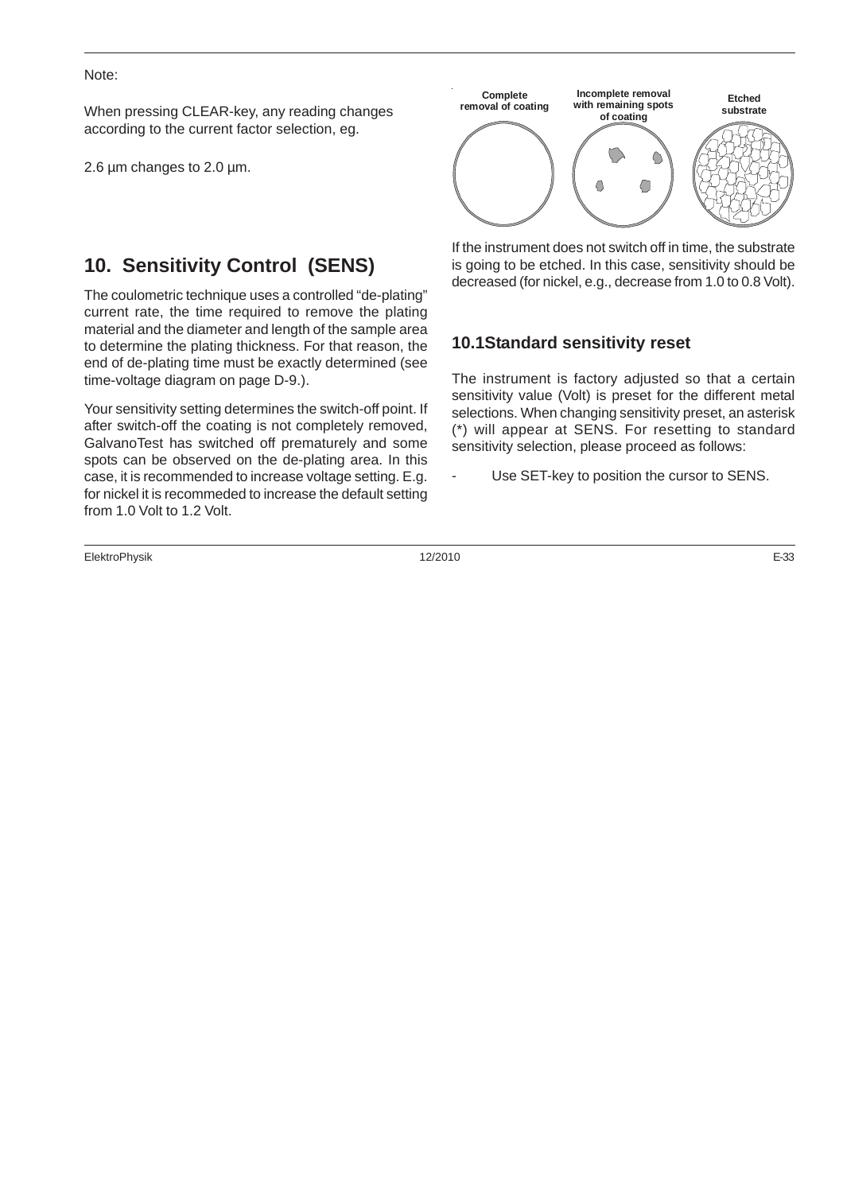Note:

When pressing CLEAR-key, any reading changes according to the current factor selection, eg.

2.6 µm changes to 2.0 µm.

## 10. Sensitivity Control (SENS)

The coulometric technique uses a controlled "de-plating" current rate, the time required to remove the plating material and the diameter and length of the sample area to determine the plating thickness. For that reason, the end of de-plating time must be exactly determined (see time-voltage diagram on page D-9.).

Your sensitivity setting determines the switch-off point. If after switch-off the coating is not completely removed, GalvanoTest has switched off prematurely and some spots can be observed on the de-plating area. In this case, it is recommended to increase voltage setting. E.g. for nickel it is recommeded to increase the default setting from 1.0 Volt to 1.2 Volt.

Complete removal of coating | Incomplete removal with remaining spots of coating | Etched substrate

If the instrument does not switch off in time, the substrate is going to be etched. In this case, sensitivity should be decreased (for nickel, e.g., decrease from 1.0 to 0.8 Volt).

### 10.1Standard sensitivity reset

The instrument is factory adjusted so that a certain sensitivity value (Volt) is preset for the different metal selections. When changing sensitivity preset, an asterisk (*) will appear at SENS. For resetting to standard sensitivity selection, please proceed as follows:

- Use SET-key to position the cursor to SENS.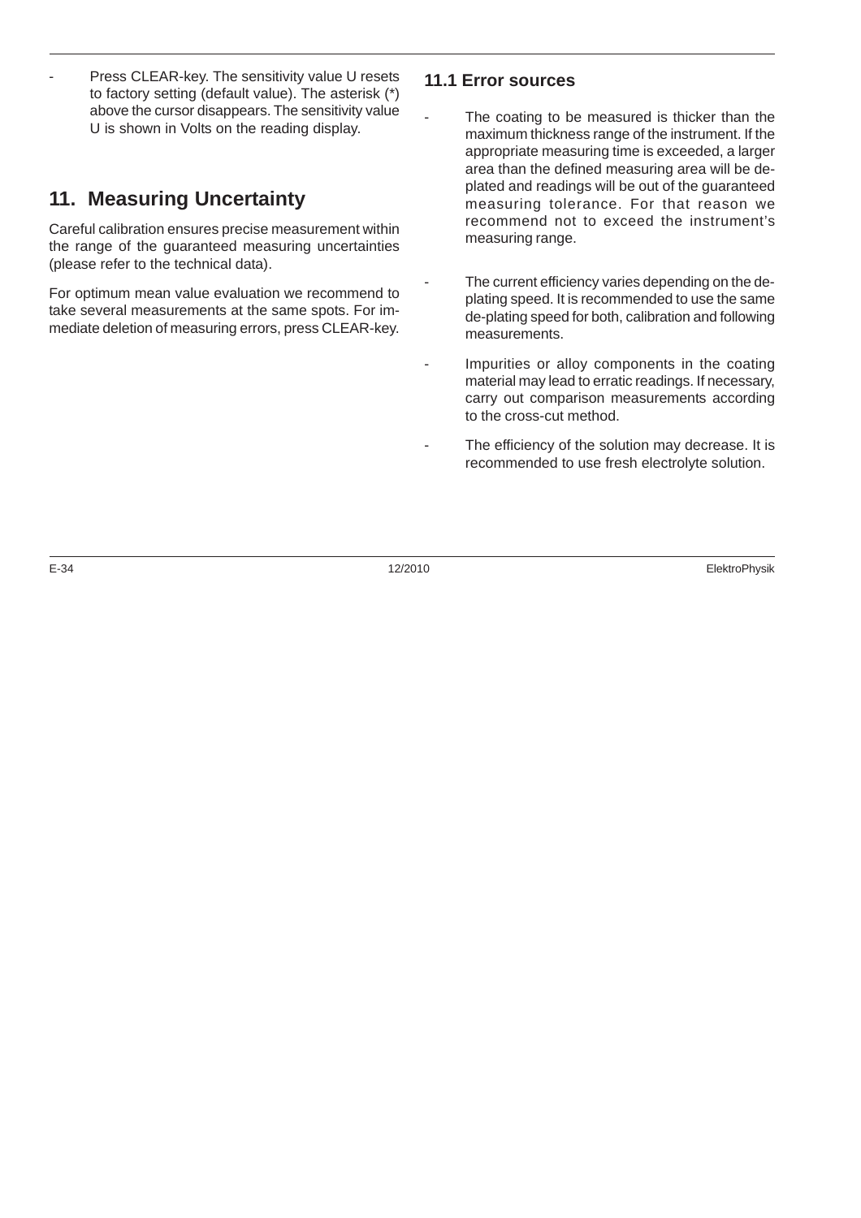- Press CLEAR-key. The sensitivity value U resets to factory setting (default value). The asterisk (*) above the cursor disappears. The sensitivity value U is shown in Volts on the reading display.

## 11. Measuring Uncertainty

Careful calibration ensures precise measurement within the range of the guaranteed measuring uncertainties (please refer to the technical data).

For optimum mean value evaluation we recommend to take several measurements at the same spots. For immediate deletion of measuring errors, press CLEAR-key.

### 11.1 Error sources

- The coating to be measured is thicker than the maximum thickness range of the instrument. If the appropriate measuring time is exceeded, a larger area than the defined measuring area will be de-plated and readings will be out of the guaranteed measuring tolerance. For that reason we recommend not to exceed the instrument's measuring range.

- The current efficiency varies depending on the de-plating speed. It is recommended to use the same de-plating speed for both, calibration and following measurements.

- Impurities or alloy components in the coating material may lead to erratic readings. If necessary, carry out comparison measurements according to the cross-cut method.

- The efficiency of the solution may decrease. It is recommended to use fresh electrolyte solution.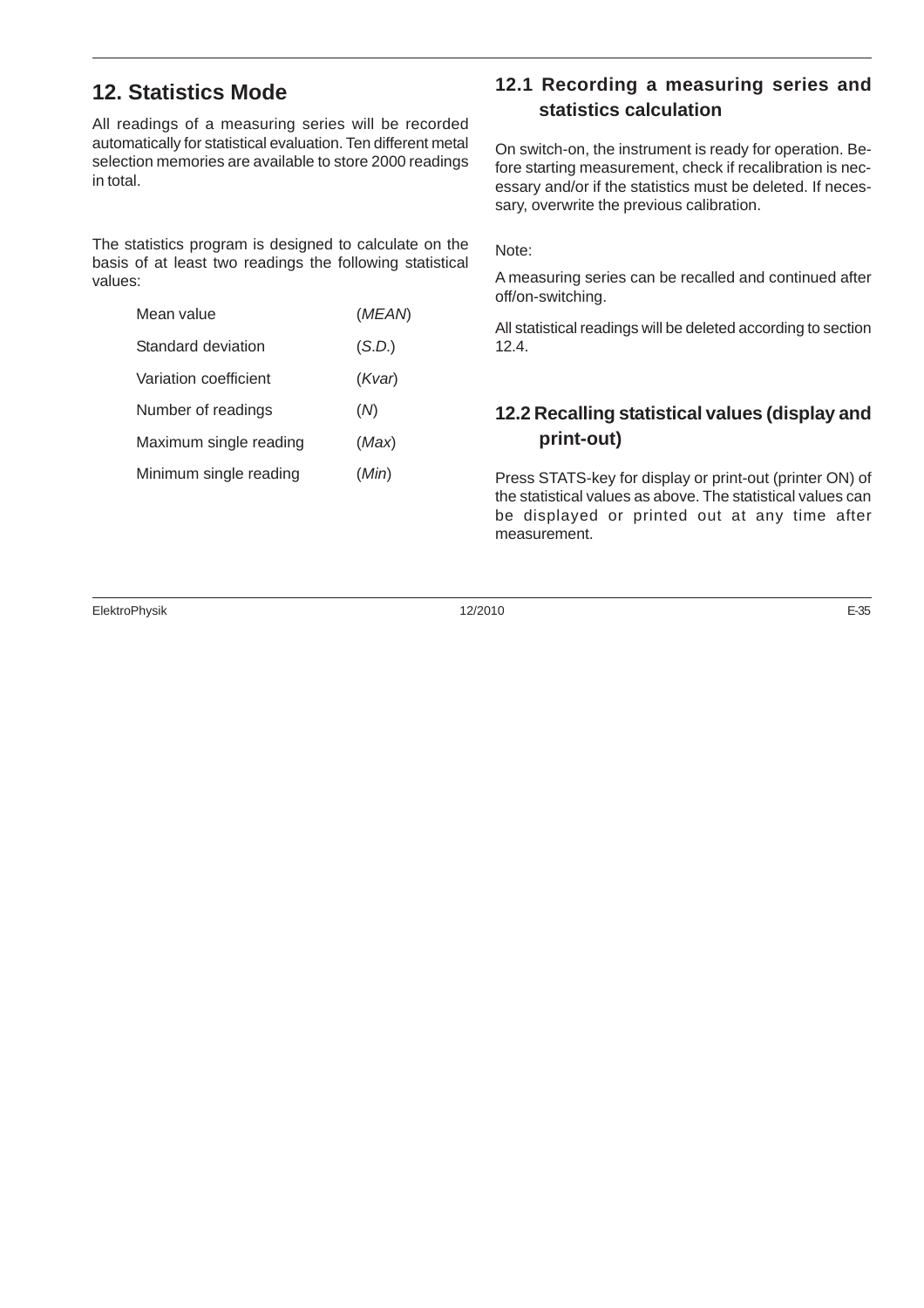## 12. Statistics Mode

All readings of a measuring series will be recorded automatically for statistical evaluation. Ten different metal selection memories are available to store 2000 readings in total.

The statistics program is designed to calculate on the basis of at least two readings the following statistical values:

| | |
|---|---|
| Mean value | (*MEAN*) |
| Standard deviation | (*S.D.*) |
| Variation coefficient | (*Kvar*) |
| Number of readings | (*N*) |
| Maximum single reading | (*Max*) |
| Minimum single reading | (*Min*) |

### 12.1 Recording a measuring series and statistics calculation

On switch-on, the instrument is ready for operation. Before starting measurement, check if recalibration is necessary and/or if the statistics must be deleted. If necessary, overwrite the previous calibration.

Note:

A measuring series can be recalled and continued after off/on-switching.

All statistical readings will be deleted according to section 12.4.

### 12.2 Recalling statistical values (display and print-out)

Press STATS-key for display or print-out (printer ON) of the statistical values as above. The statistical values can be displayed or printed out at any time after measurement.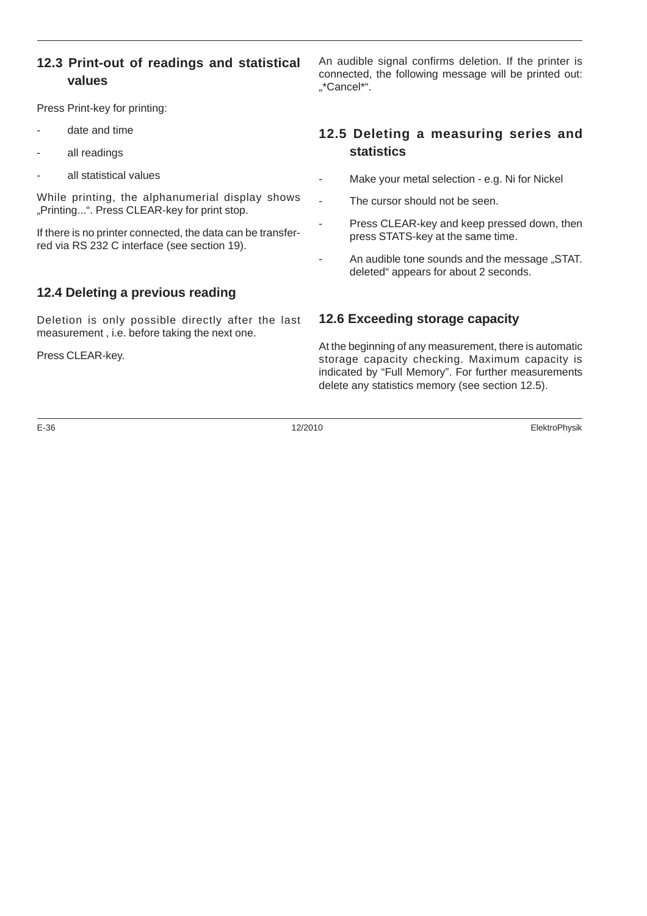## 12.3 Print-out of readings and statistical values

Press Print-key for printing:

- date and time
- all readings
- all statistical values

While printing, the alphanumerial display shows „Printing...“. Press CLEAR-key for print stop.

If there is no printer connected, the data can be transferred via RS 232 C interface (see section 19).

## 12.4 Deleting a previous reading

Deletion is only possible directly after the last measurement , i.e. before taking the next one.

Press CLEAR-key.

An audible signal confirms deletion. If the printer is connected, the following message will be printed out: „*Cancel*“.

## 12.5 Deleting a measuring series and statistics

- Make your metal selection - e.g. Ni for Nickel
- The cursor should not be seen.
- Press CLEAR-key and keep pressed down, then press STATS-key at the same time.
- An audible tone sounds and the message „STAT. deleted“ appears for about 2 seconds.

## 12.6 Exceeding storage capacity

At the beginning of any measurement, there is automatic storage capacity checking. Maximum capacity is indicated by “Full Memory”. For further measurements delete any statistics memory (see section 12.5).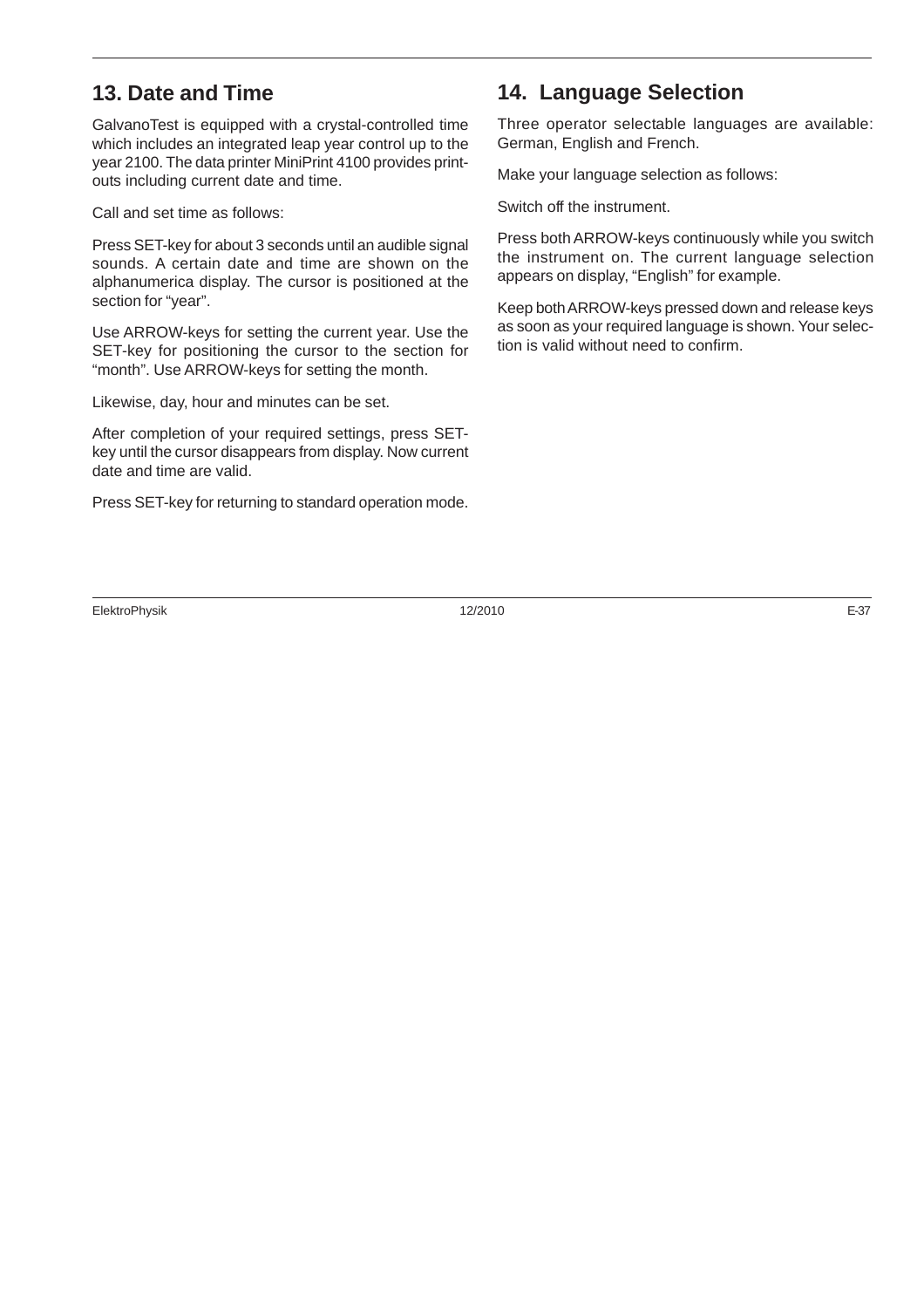## 13. Date and Time

GalvanoTest is equipped with a crystal-controlled time which includes an integrated leap year control up to the year 2100. The data printer MiniPrint 4100 provides print-outs including current date and time.

Call and set time as follows:

Press SET-key for about 3 seconds until an audible signal sounds. A certain date and time are shown on the alphanumerica display. The cursor is positioned at the section for "year".

Use ARROW-keys for setting the current year. Use the SET-key for positioning the cursor to the section for "month". Use ARROW-keys for setting the month.

Likewise, day, hour and minutes can be set.

After completion of your required settings, press SET-key until the cursor disappears from display. Now current date and time are valid.

Press SET-key for returning to standard operation mode.

## 14. Language Selection

Three operator selectable languages are available: German, English and French.

Make your language selection as follows:

Switch off the instrument.

Press both ARROW-keys continuously while you switch the instrument on. The current language selection appears on display, "English" for example.

Keep both ARROW-keys pressed down and release keys as soon as your required language is shown. Your selection is valid without need to confirm.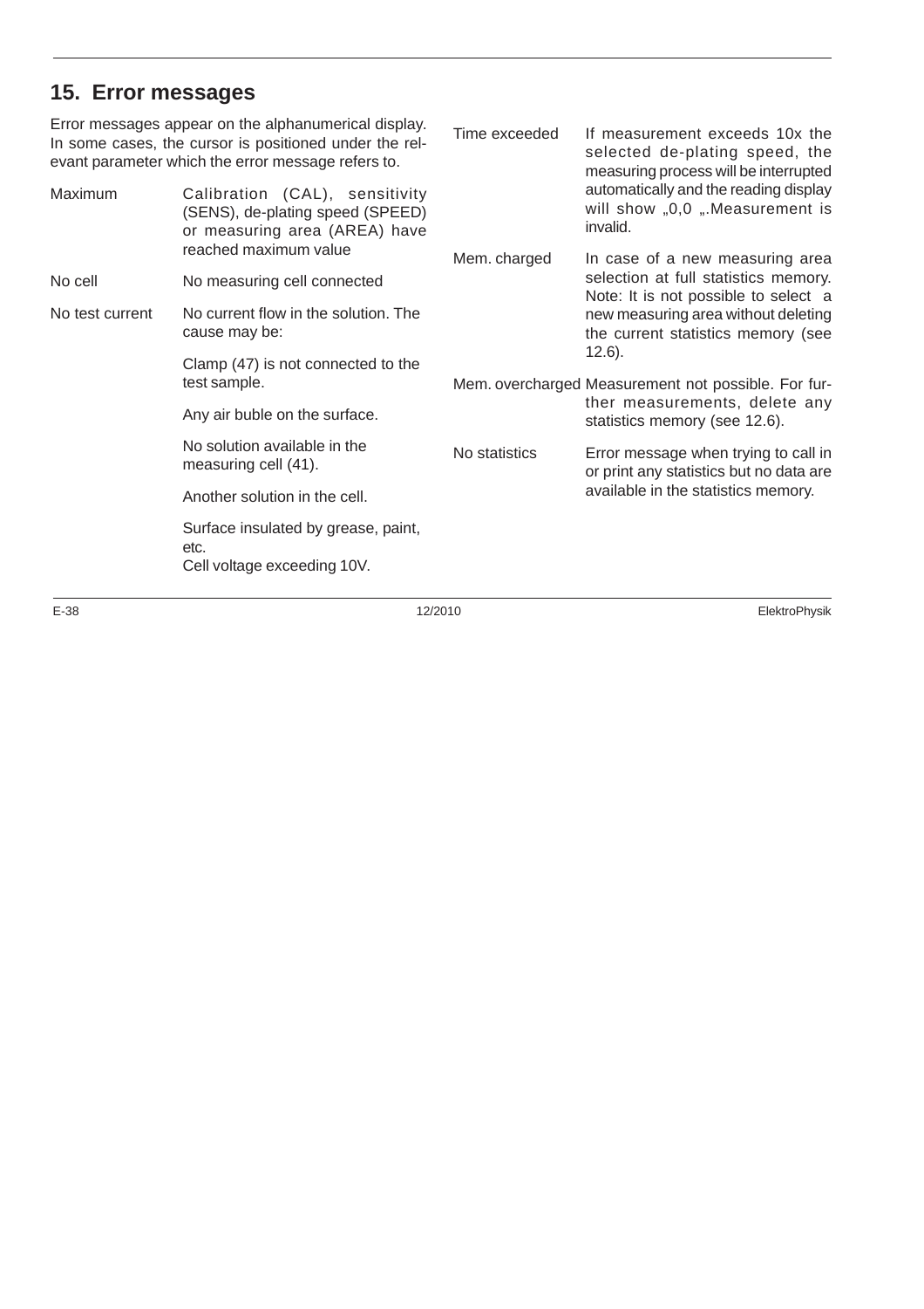## 15. Error messages

Error messages appear on the alphanumerical display. In some cases, the cursor is positioned under the relevant parameter which the error message refers to.

| Message | Description |
|---|---|
| Maximum | Calibration (CAL), sensitivity (SENS), de-plating speed (SPEED) or measuring area (AREA) have reached maximum value |
| No cell | No measuring cell connected |
| No test current | No current flow in the solution. The cause may be:<br><br>Clamp (47) is not connected to the test sample.<br><br>Any air buble on the surface.<br><br>No solution available in the measuring cell (41).<br><br>Another solution in the cell.<br><br>Surface insulated by grease, paint, etc.<br>Cell voltage exceeding 10V. |
| Time exceeded | If measurement exceeds 10x the selected de-plating speed, the measuring process will be interrupted automatically and the reading display will show „0,0 „.Measurement is invalid. |
| Mem. charged | In case of a new measuring area selection at full statistics memory. Note: It is not possible to select a new measuring area without deleting the current statistics memory (see 12.6). |
| Mem. overcharged | Measurement not possible. For further measurements, delete any statistics memory (see 12.6). |
| No statistics | Error message when trying to call in or print any statistics but no data are available in the statistics memory. |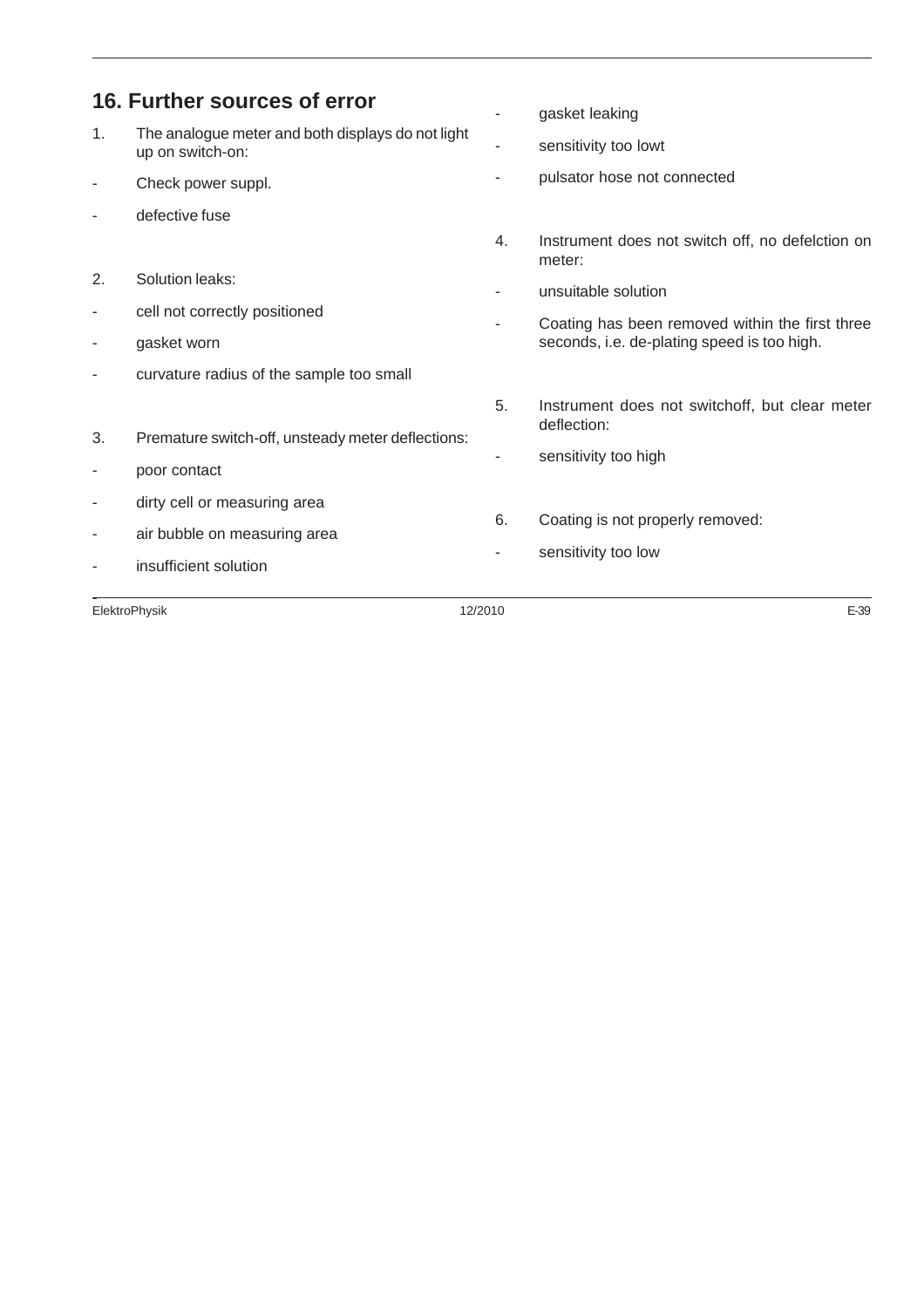## 16. Further sources of error

1. The analogue meter and both displays do not light up on switch-on:

- Check power suppl.
- defective fuse

2. Solution leaks:

- cell not correctly positioned
- gasket worn
- curvature radius of the sample too small

3. Premature switch-off, unsteady meter deflections:

- poor contact
- dirty cell or measuring area
- air bubble on measuring area
- insufficient solution
- gasket leaking
- sensitivity too lowt
- pulsator hose not connected

4. Instrument does not switch off, no defelction on meter:

- unsuitable solution
- Coating has been removed within the first three seconds, i.e. de-plating speed is too high.

5. Instrument does not switchoff, but clear meter deflection:

- sensitivity too high

6. Coating is not properly removed:

- sensitivity too low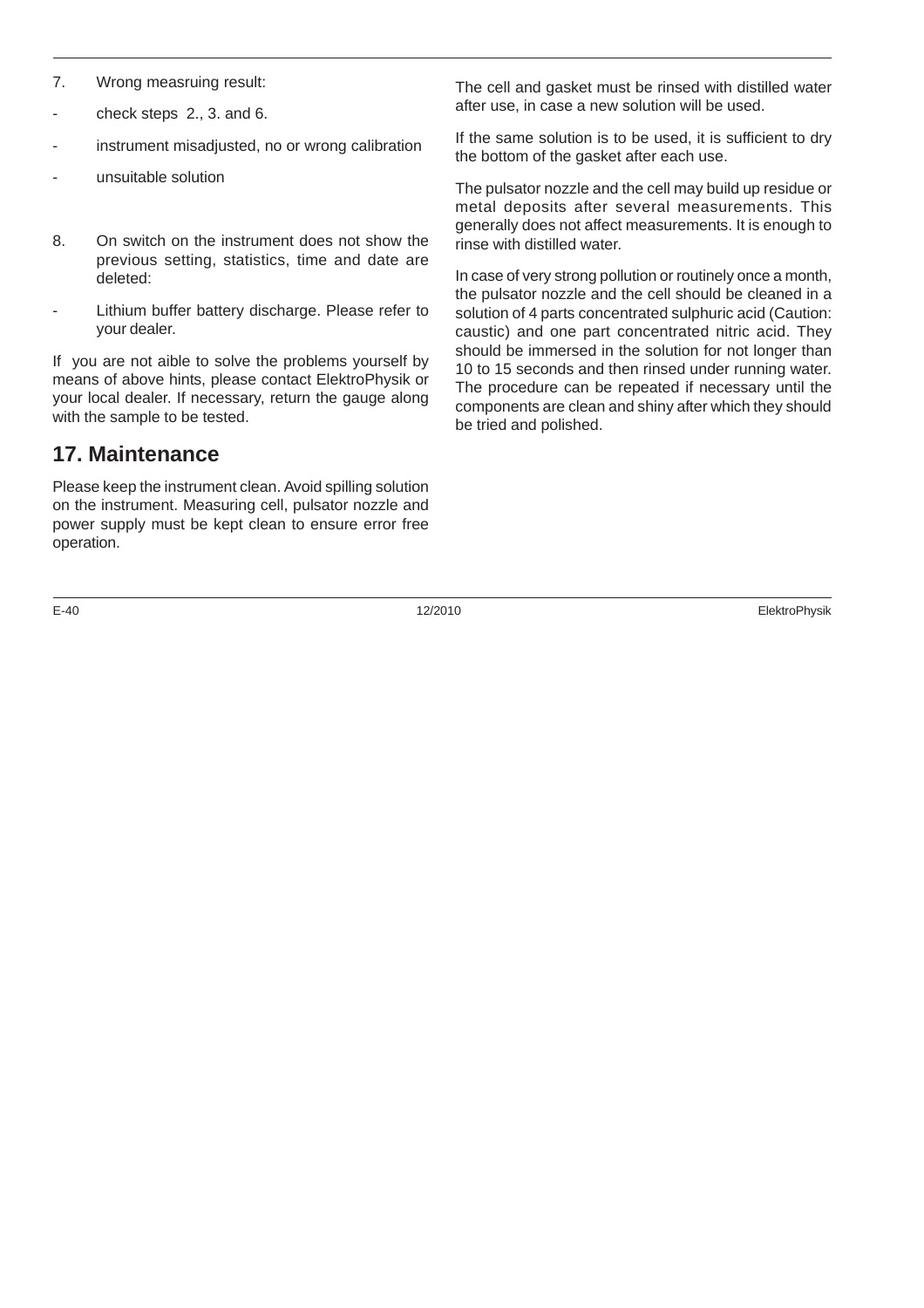7. Wrong measruing result:

- check steps 2., 3. and 6.
- instrument misadjusted, no or wrong calibration
- unsuitable solution

8. On switch on the instrument does not show the previous setting, statistics, time and date are deleted:

- Lithium buffer battery discharge. Please refer to your dealer.

If you are not aible to solve the problems yourself by means of above hints, please contact ElektroPhysik or your local dealer. If necessary, return the gauge along with the sample to be tested.

## 17. Maintenance

Please keep the instrument clean. Avoid spilling solution on the instrument. Measuring cell, pulsator nozzle and power supply must be kept clean to ensure error free operation.

The cell and gasket must be rinsed with distilled water after use, in case a new solution will be used.

If the same solution is to be used, it is sufficient to dry the bottom of the gasket after each use.

The pulsator nozzle and the cell may build up residue or metal deposits after several measurements. This generally does not affect measurements. It is enough to rinse with distilled water.

In case of very strong pollution or routinely once a month, the pulsator nozzle and the cell should be cleaned in a solution of 4 parts concentrated sulphuric acid (Caution: caustic) and one part concentrated nitric acid. They should be immersed in the solution for not longer than 10 to 15 seconds and then rinsed under running water. The procedure can be repeated if necessary until the components are clean and shiny after which they should be tried and polished.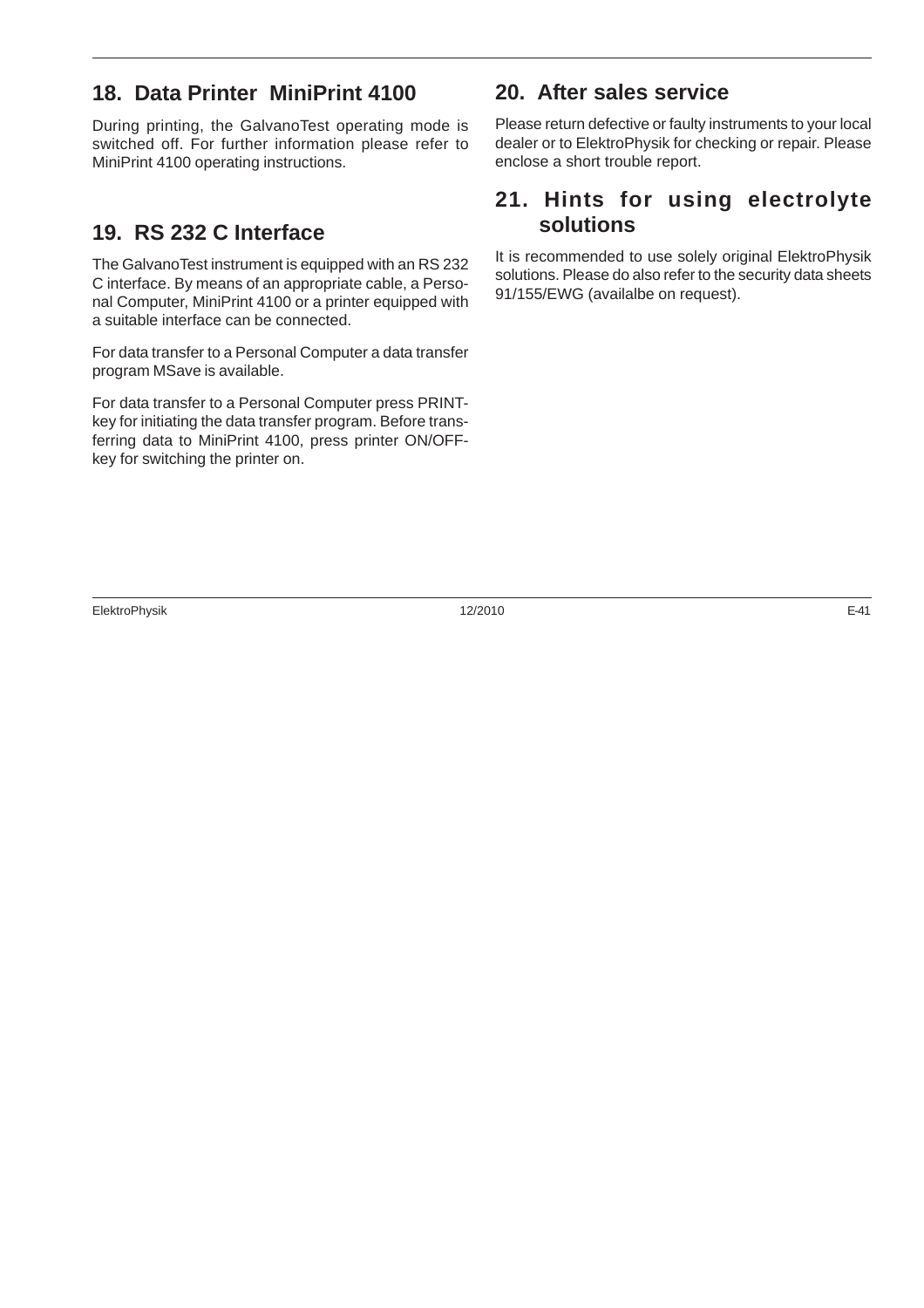## 18. Data Printer MiniPrint 4100

During printing, the GalvanoTest operating mode is switched off. For further information please refer to MiniPrint 4100 operating instructions.

## 19. RS 232 C Interface

The GalvanoTest instrument is equipped with an RS 232 C interface. By means of an appropriate cable, a Personal Computer, MiniPrint 4100 or a printer equipped with a suitable interface can be connected.

For data transfer to a Personal Computer a data transfer program MSave is available.

For data transfer to a Personal Computer press PRINT-key for initiating the data transfer program. Before transferring data to MiniPrint 4100, press printer ON/OFF-key for switching the printer on.

## 20. After sales service

Please return defective or faulty instruments to your local dealer or to ElektroPhysik for checking or repair. Please enclose a short trouble report.

## 21. Hints for using electrolyte solutions

It is recommended to use solely original ElektroPhysik solutions. Please do also refer to the security data sheets 91/155/EWG (availalbe on request).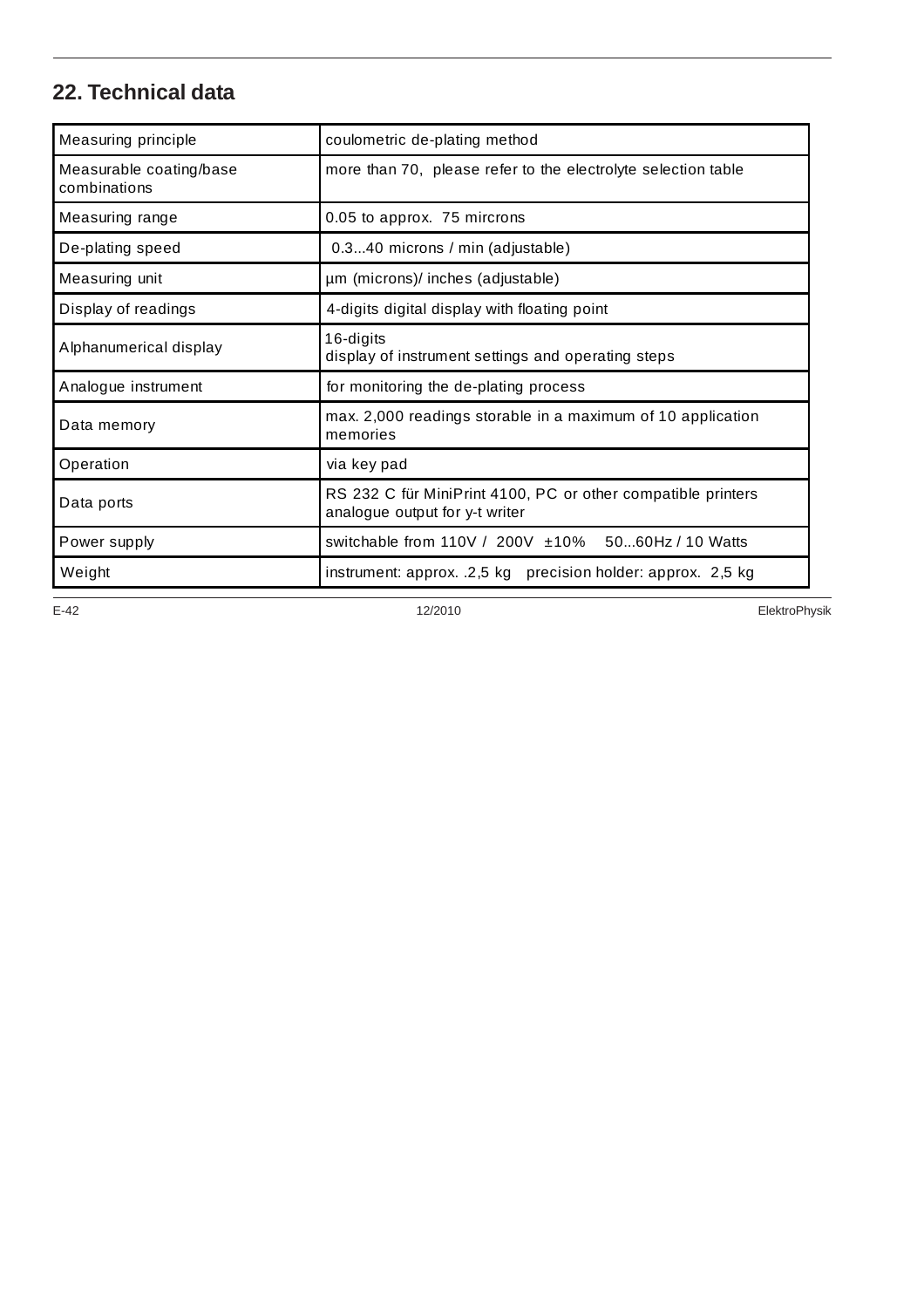## 22. Technical data

| Measuring principle | coulometric de-plating method |
|---|---|
| Measurable coating/base combinations | more than 70, please refer to the electrolyte selection table |
| Measuring range | 0.05 to approx. 75 mircrons |
| De-plating speed | 0.3...40 microns / min (adjustable) |
| Measuring unit | µm (microns)/ inches (adjustable) |
| Display of readings | 4-digits digital display with floating point |
| Alphanumerical display | 16-digits<br>display of instrument settings and operating steps |
| Analogue instrument | for monitoring the de-plating process |
| Data memory | max. 2,000 readings storable in a maximum of 10 application memories |
| Operation | via key pad |
| Data ports | RS 232 C für MiniPrint 4100, PC or other compatible printers<br>analogue output for y-t writer |
| Power supply | switchable from 110V / 200V ±10% 50...60Hz / 10 Watts |
| Weight | instrument: approx. .2,5 kg precision holder: approx. 2,5 kg |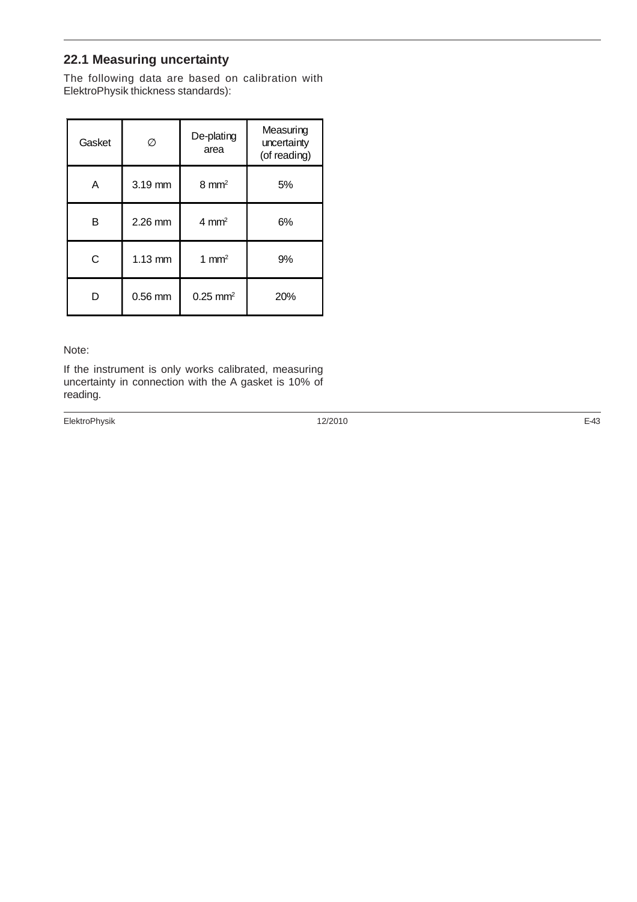## 22.1 Measuring uncertainty

The following data are based on calibration with ElektroPhysik thickness standards):

| Gasket | ∅ | De-plating area | Measuring uncertainty (of reading) |
|---|---|---|---|
| A | 3.19 mm | 8 $mm^2$ | 5% |
| B | 2.26 mm | 4 $mm^2$ | 6% |
| C | 1.13 mm | 1 $mm^2$ | 9% |
| D | 0.56 mm | 0.25 $mm^2$ | 20% |

Note:

If the instrument is only works calibrated, measuring uncertainty in connection with the A gasket is 10% of reading.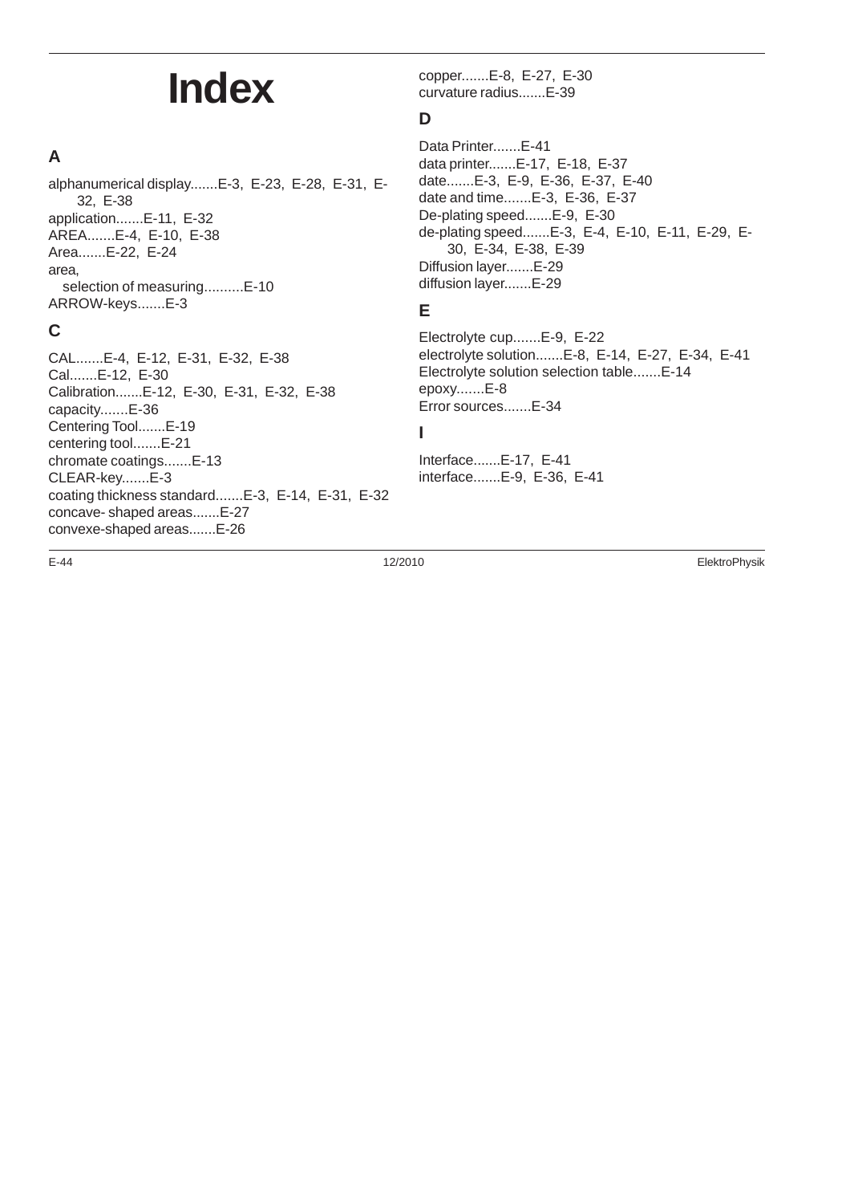# Index

## A

alphanumerical display.......E-3, E-23, E-28, E-31, E-32, E-38
application.......E-11, E-32
AREA.......E-4, E-10, E-38
Area.......E-22, E-24
area,
  selection of measuring..........E-10
ARROW-keys.......E-3

## C

CAL.......E-4, E-12, E-31, E-32, E-38
Cal.......E-12, E-30
Calibration.......E-12, E-30, E-31, E-32, E-38
capacity.......E-36
Centering Tool.......E-19
centering tool.......E-21
chromate coatings.......E-13
CLEAR-key.......E-3
coating thickness standard.......E-3, E-14, E-31, E-32
concave- shaped areas.......E-27
convexe-shaped areas.......E-26
copper.......E-8, E-27, E-30
curvature radius.......E-39

## D

Data Printer.......E-41
data printer.......E-17, E-18, E-37
date.......E-3, E-9, E-36, E-37, E-40
date and time.......E-3, E-36, E-37
De-plating speed.......E-9, E-30
de-plating speed.......E-3, E-4, E-10, E-11, E-29, E-30, E-34, E-38, E-39
Diffusion layer.......E-29
diffusion layer.......E-29

## E

Electrolyte cup.......E-9, E-22
electrolyte solution.......E-8, E-14, E-27, E-34, E-41
Electrolyte solution selection table.......E-14
epoxy.......E-8
Error sources.......E-34

## I

Interface.......E-17, E-41
interface.......E-9, E-36, E-41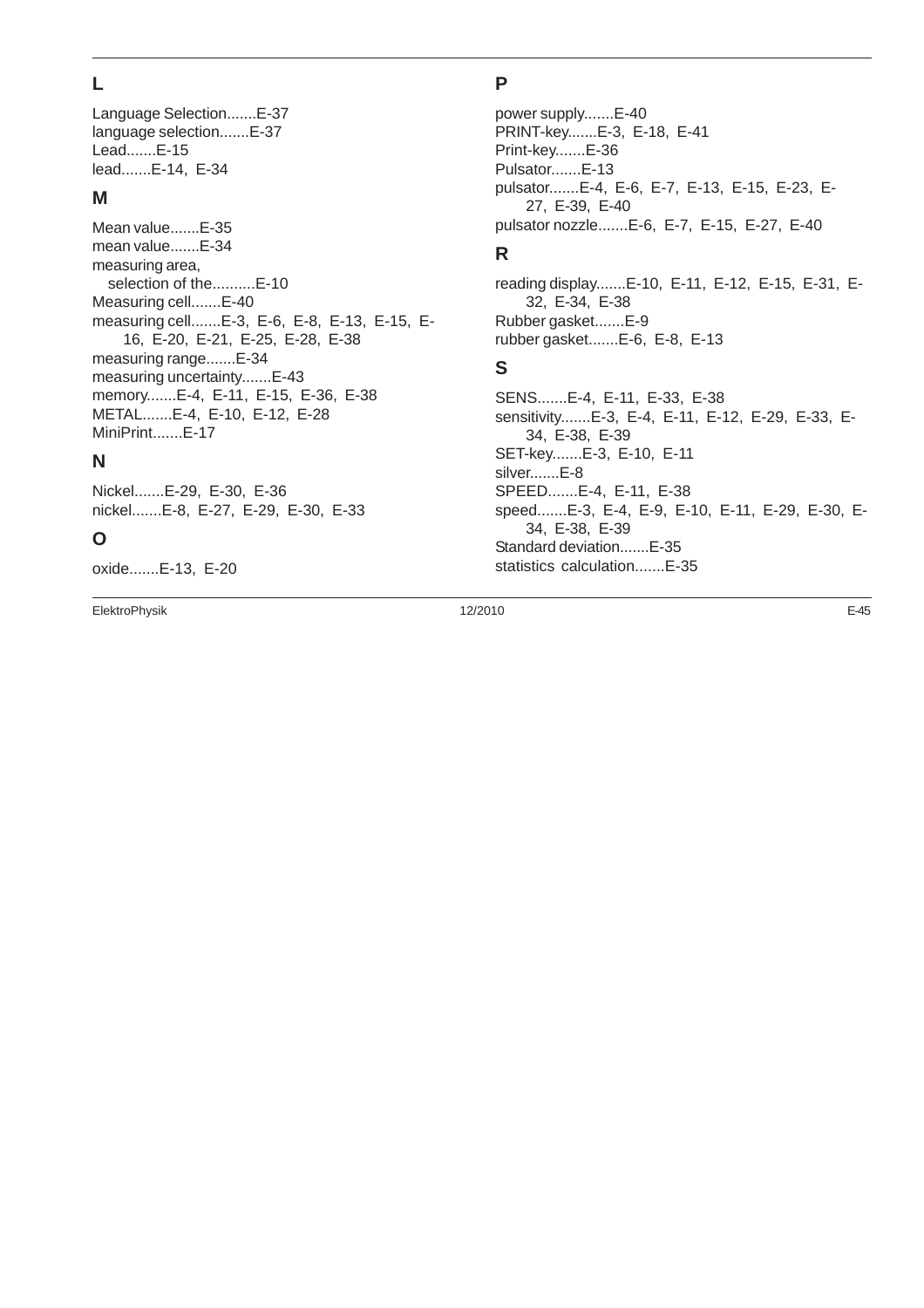## L

Language Selection.......E-37
language selection.......E-37
Lead.......E-15
lead.......E-14, E-34

## M

Mean value.......E-35
mean value.......E-34
measuring area,
selection of the..........E-10
Measuring cell.......E-40
measuring cell.......E-3, E-6, E-8, E-13, E-15, E-16, E-20, E-21, E-25, E-28, E-38
measuring range.......E-34
measuring uncertainty.......E-43
memory.......E-4, E-11, E-15, E-36, E-38
METAL.......E-4, E-10, E-12, E-28
MiniPrint.......E-17

## N

Nickel.......E-29, E-30, E-36
nickel.......E-8, E-27, E-29, E-30, E-33

## O

oxide.......E-13, E-20

## P

power supply.......E-40
PRINT-key.......E-3, E-18, E-41
Print-key.......E-36
Pulsator.......E-13
pulsator.......E-4, E-6, E-7, E-13, E-15, E-23, E-27, E-39, E-40
pulsator nozzle.......E-6, E-7, E-15, E-27, E-40

## R

reading display.......E-10, E-11, E-12, E-15, E-31, E-32, E-34, E-38
Rubber gasket.......E-9
rubber gasket.......E-6, E-8, E-13

## S

SENS.......E-4, E-11, E-33, E-38
sensitivity.......E-3, E-4, E-11, E-12, E-29, E-33, E-34, E-38, E-39
SET-key.......E-3, E-10, E-11
silver.......E-8
SPEED.......E-4, E-11, E-38
speed.......E-3, E-4, E-9, E-10, E-11, E-29, E-30, E-34, E-38, E-39
Standard deviation.......E-35
statistics calculation.......E-35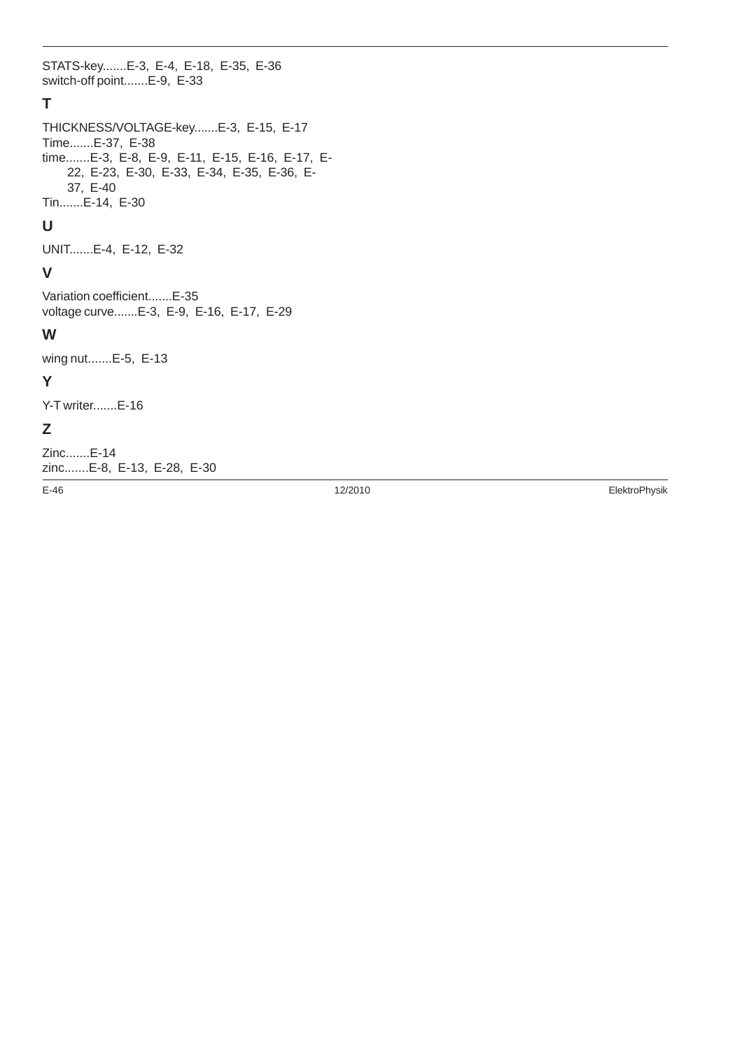STATS-key.......E-3, E-4, E-18, E-35, E-36
switch-off point.......E-9, E-33

## T

THICKNESS/VOLTAGE-key.......E-3, E-15, E-17
Time.......E-37, E-38
time.......E-3, E-8, E-9, E-11, E-15, E-16, E-17, E-22, E-23, E-30, E-33, E-34, E-35, E-36, E-37, E-40
Tin.......E-14, E-30

## U

UNIT.......E-4, E-12, E-32

## V

Variation coefficient.......E-35
voltage curve.......E-3, E-9, E-16, E-17, E-29

## W

wing nut.......E-5, E-13

## Y

Y-T writer.......E-16

## Z

Zinc.......E-14
zinc.......E-8, E-13, E-28, E-30